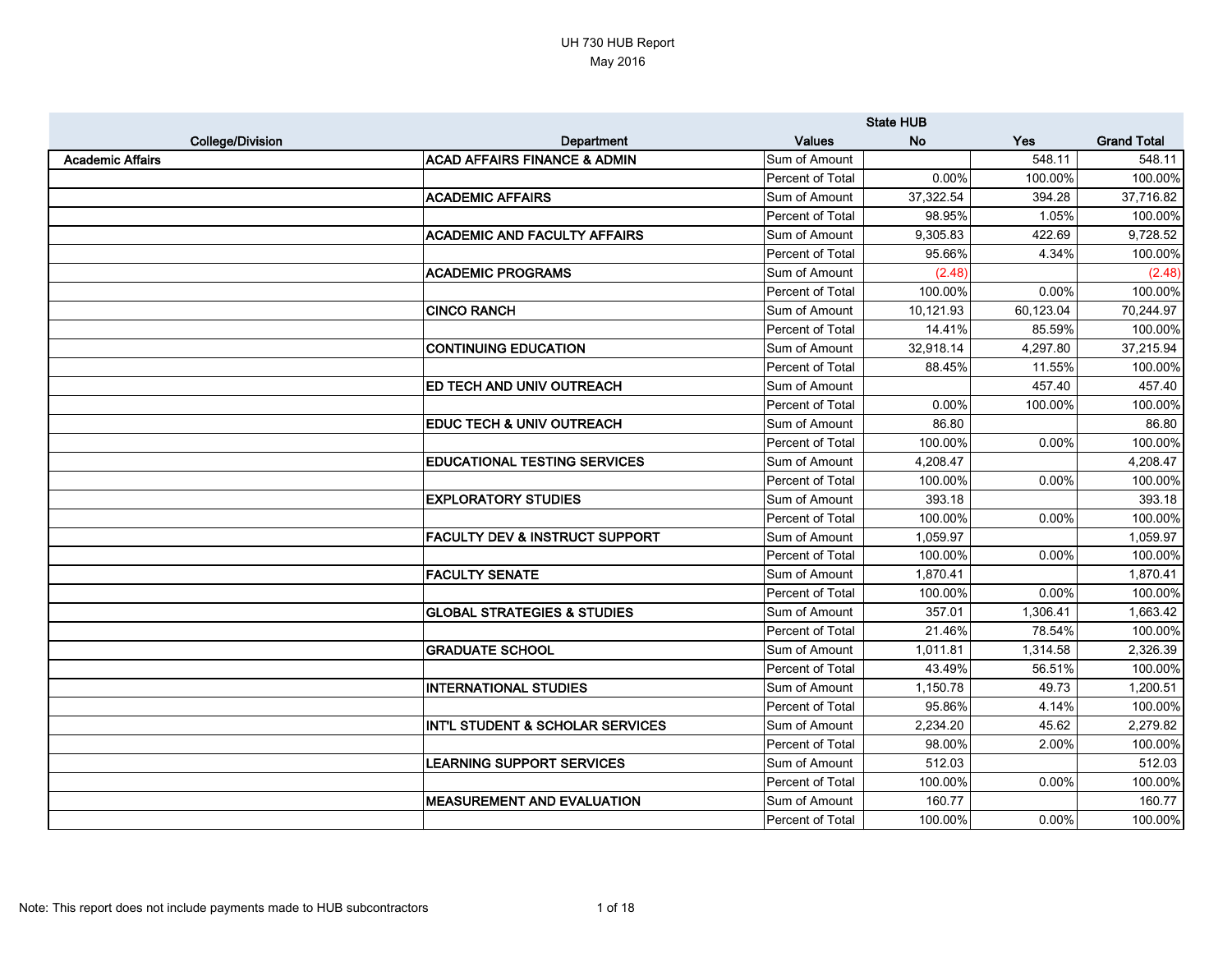# UH 730 HUB Report

May 2016

| College/Division | Department | Values | State HUB No | Yes | Grand Total |
|---|---|---|---|---|---|
| **Academic Affairs** | **ACAD AFFAIRS FINANCE & ADMIN** | Sum of Amount | | 548.11 | 548.11 |
| | | Percent of Total | 0.00% | 100.00% | 100.00% |
| | **ACADEMIC AFFAIRS** | Sum of Amount | 37,322.54 | 394.28 | 37,716.82 |
| | | Percent of Total | 98.95% | 1.05% | 100.00% |
| | **ACADEMIC AND FACULTY AFFAIRS** | Sum of Amount | 9,305.83 | 422.69 | 9,728.52 |
| | | Percent of Total | 95.66% | 4.34% | 100.00% |
| | **ACADEMIC PROGRAMS** | Sum of Amount | (2.48) | | (2.48) |
| | | Percent of Total | 100.00% | 0.00% | 100.00% |
| | **CINCO RANCH** | Sum of Amount | 10,121.93 | 60,123.04 | 70,244.97 |
| | | Percent of Total | 14.41% | 85.59% | 100.00% |
| | **CONTINUING EDUCATION** | Sum of Amount | 32,918.14 | 4,297.80 | 37,215.94 |
| | | Percent of Total | 88.45% | 11.55% | 100.00% |
| | **ED TECH AND UNIV OUTREACH** | Sum of Amount | | 457.40 | 457.40 |
| | | Percent of Total | 0.00% | 100.00% | 100.00% |
| | **EDUC TECH & UNIV OUTREACH** | Sum of Amount | 86.80 | | 86.80 |
| | | Percent of Total | 100.00% | 0.00% | 100.00% |
| | **EDUCATIONAL TESTING SERVICES** | Sum of Amount | 4,208.47 | | 4,208.47 |
| | | Percent of Total | 100.00% | 0.00% | 100.00% |
| | **EXPLORATORY STUDIES** | Sum of Amount | 393.18 | | 393.18 |
| | | Percent of Total | 100.00% | 0.00% | 100.00% |
| | **FACULTY DEV & INSTRUCT SUPPORT** | Sum of Amount | 1,059.97 | | 1,059.97 |
| | | Percent of Total | 100.00% | 0.00% | 100.00% |
| | **FACULTY SENATE** | Sum of Amount | 1,870.41 | | 1,870.41 |
| | | Percent of Total | 100.00% | 0.00% | 100.00% |
| | **GLOBAL STRATEGIES & STUDIES** | Sum of Amount | 357.01 | 1,306.41 | 1,663.42 |
| | | Percent of Total | 21.46% | 78.54% | 100.00% |
| | **GRADUATE SCHOOL** | Sum of Amount | 1,011.81 | 1,314.58 | 2,326.39 |
| | | Percent of Total | 43.49% | 56.51% | 100.00% |
| | **INTERNATIONAL STUDIES** | Sum of Amount | 1,150.78 | 49.73 | 1,200.51 |
| | | Percent of Total | 95.86% | 4.14% | 100.00% |
| | **INT'L STUDENT & SCHOLAR SERVICES** | Sum of Amount | 2,234.20 | 45.62 | 2,279.82 |
| | | Percent of Total | 98.00% | 2.00% | 100.00% |
| | **LEARNING SUPPORT SERVICES** | Sum of Amount | 512.03 | | 512.03 |
| | | Percent of Total | 100.00% | 0.00% | 100.00% |
| | **MEASUREMENT AND EVALUATION** | Sum of Amount | 160.77 | | 160.77 |
| | | Percent of Total | 100.00% | 0.00% | 100.00% |

Note: This report does not include payments made to HUB subcontractors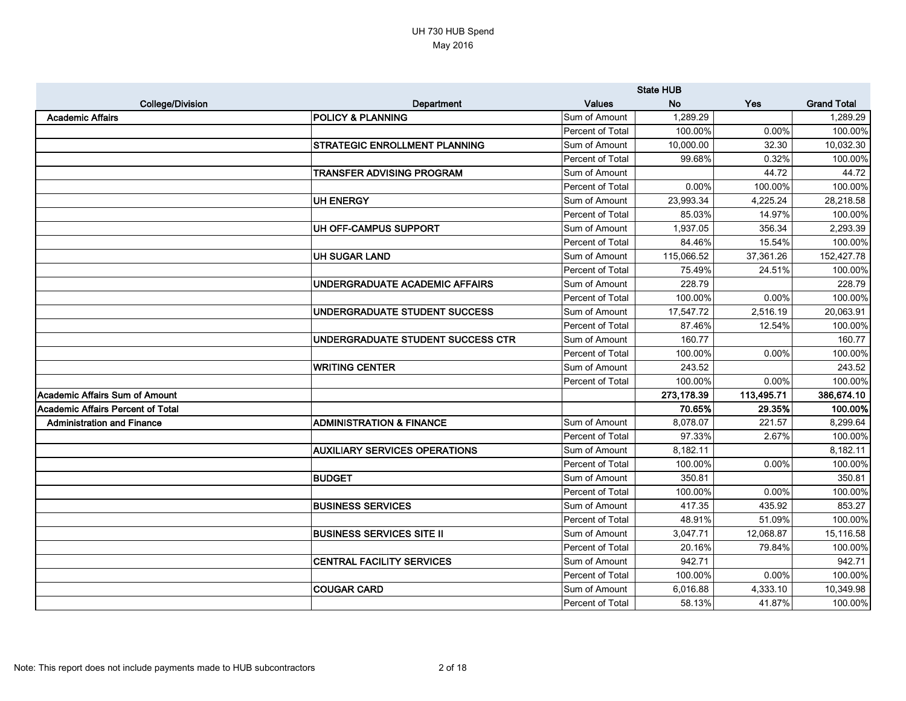UH 730 HUB Spend
May 2016

| College/Division | Department | Values | State HUB No | Yes | Grand Total |
|---|---|---|---|---|---|
| Academic Affairs | POLICY & PLANNING | Sum of Amount | 1,289.29 | | 1,289.29 |
| | | Percent of Total | 100.00% | 0.00% | 100.00% |
| | STRATEGIC ENROLLMENT PLANNING | Sum of Amount | 10,000.00 | 32.30 | 10,032.30 |
| | | Percent of Total | 99.68% | 0.32% | 100.00% |
| | TRANSFER ADVISING PROGRAM | Sum of Amount | | 44.72 | 44.72 |
| | | Percent of Total | 0.00% | 100.00% | 100.00% |
| | UH ENERGY | Sum of Amount | 23,993.34 | 4,225.24 | 28,218.58 |
| | | Percent of Total | 85.03% | 14.97% | 100.00% |
| | UH OFF-CAMPUS SUPPORT | Sum of Amount | 1,937.05 | 356.34 | 2,293.39 |
| | | Percent of Total | 84.46% | 15.54% | 100.00% |
| | UH SUGAR LAND | Sum of Amount | 115,066.52 | 37,361.26 | 152,427.78 |
| | | Percent of Total | 75.49% | 24.51% | 100.00% |
| | UNDERGRADUATE ACADEMIC AFFAIRS | Sum of Amount | 228.79 | | 228.79 |
| | | Percent of Total | 100.00% | 0.00% | 100.00% |
| | UNDERGRADUATE STUDENT SUCCESS | Sum of Amount | 17,547.72 | 2,516.19 | 20,063.91 |
| | | Percent of Total | 87.46% | 12.54% | 100.00% |
| | UNDERGRADUATE STUDENT SUCCESS CTR | Sum of Amount | 160.77 | | 160.77 |
| | | Percent of Total | 100.00% | 0.00% | 100.00% |
| | WRITING CENTER | Sum of Amount | 243.52 | | 243.52 |
| | | Percent of Total | 100.00% | 0.00% | 100.00% |
| **Academic Affairs Sum of Amount** | | | **273,178.39** | **113,495.71** | **386,674.10** |
| **Academic Affairs Percent of Total** | | | **70.65%** | **29.35%** | **100.00%** |
| Administration and Finance | ADMINISTRATION & FINANCE | Sum of Amount | 8,078.07 | 221.57 | 8,299.64 |
| | | Percent of Total | 97.33% | 2.67% | 100.00% |
| | AUXILIARY SERVICES OPERATIONS | Sum of Amount | 8,182.11 | | 8,182.11 |
| | | Percent of Total | 100.00% | 0.00% | 100.00% |
| | BUDGET | Sum of Amount | 350.81 | | 350.81 |
| | | Percent of Total | 100.00% | 0.00% | 100.00% |
| | BUSINESS SERVICES | Sum of Amount | 417.35 | 435.92 | 853.27 |
| | | Percent of Total | 48.91% | 51.09% | 100.00% |
| | BUSINESS SERVICES SITE II | Sum of Amount | 3,047.71 | 12,068.87 | 15,116.58 |
| | | Percent of Total | 20.16% | 79.84% | 100.00% |
| | CENTRAL FACILITY SERVICES | Sum of Amount | 942.71 | | 942.71 |
| | | Percent of Total | 100.00% | 0.00% | 100.00% |
| | COUGAR CARD | Sum of Amount | 6,016.88 | 4,333.10 | 10,349.98 |
| | | Percent of Total | 58.13% | 41.87% | 100.00% |

Note: This report does not include payments made to HUB subcontractors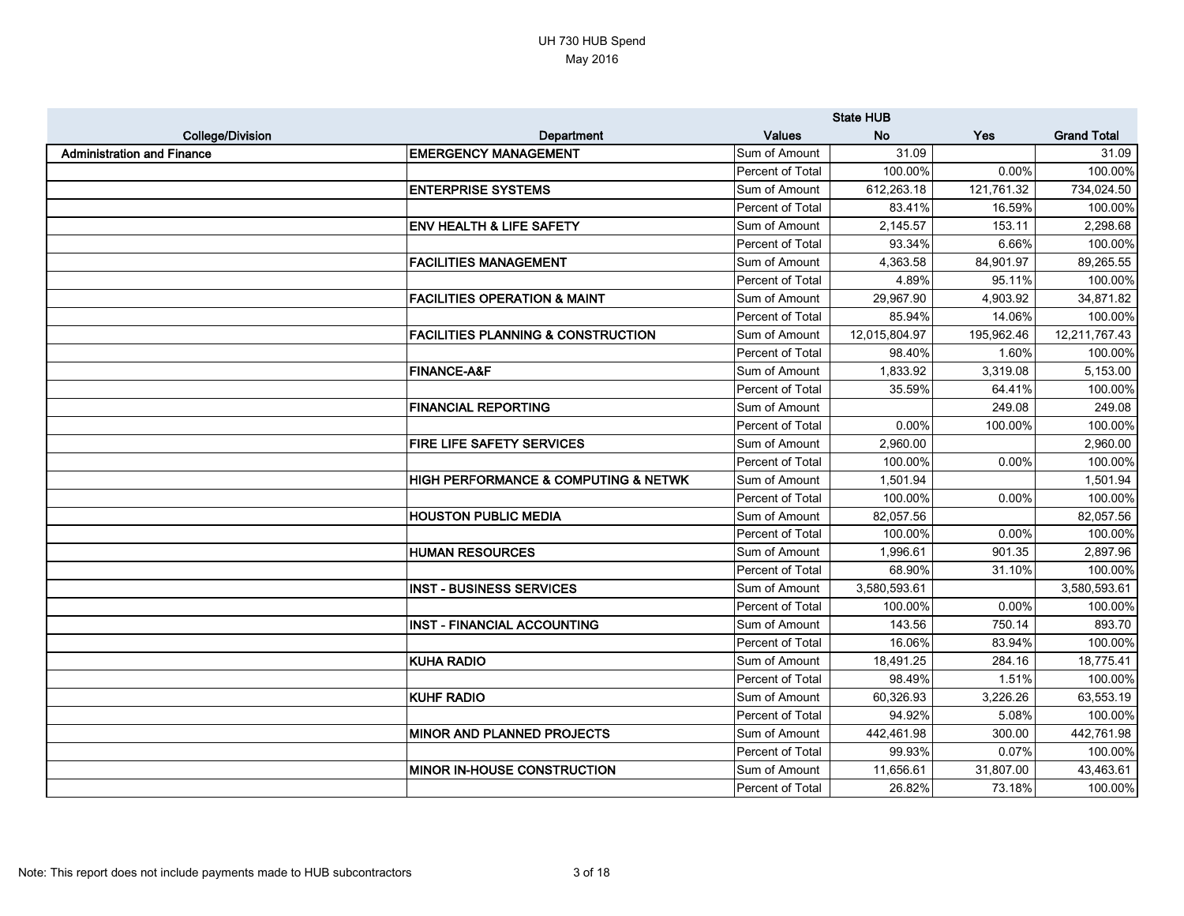UH 730 HUB Spend
May 2016

| College/Division | Department | Values | State HUB No | Yes | Grand Total |
|---|---|---|---|---|---|
| **Administration and Finance** | **EMERGENCY MANAGEMENT** | Sum of Amount | 31.09 | | 31.09 |
| | | Percent of Total | 100.00% | 0.00% | 100.00% |
| | **ENTERPRISE SYSTEMS** | Sum of Amount | 612,263.18 | 121,761.32 | 734,024.50 |
| | | Percent of Total | 83.41% | 16.59% | 100.00% |
| | **ENV HEALTH & LIFE SAFETY** | Sum of Amount | 2,145.57 | 153.11 | 2,298.68 |
| | | Percent of Total | 93.34% | 6.66% | 100.00% |
| | **FACILITIES MANAGEMENT** | Sum of Amount | 4,363.58 | 84,901.97 | 89,265.55 |
| | | Percent of Total | 4.89% | 95.11% | 100.00% |
| | **FACILITIES OPERATION & MAINT** | Sum of Amount | 29,967.90 | 4,903.92 | 34,871.82 |
| | | Percent of Total | 85.94% | 14.06% | 100.00% |
| | **FACILITIES PLANNING & CONSTRUCTION** | Sum of Amount | 12,015,804.97 | 195,962.46 | 12,211,767.43 |
| | | Percent of Total | 98.40% | 1.60% | 100.00% |
| | **FINANCE-A&F** | Sum of Amount | 1,833.92 | 3,319.08 | 5,153.00 |
| | | Percent of Total | 35.59% | 64.41% | 100.00% |
| | **FINANCIAL REPORTING** | Sum of Amount | | 249.08 | 249.08 |
| | | Percent of Total | 0.00% | 100.00% | 100.00% |
| | **FIRE LIFE SAFETY SERVICES** | Sum of Amount | 2,960.00 | | 2,960.00 |
| | | Percent of Total | 100.00% | 0.00% | 100.00% |
| | **HIGH PERFORMANCE & COMPUTING & NETWK** | Sum of Amount | 1,501.94 | | 1,501.94 |
| | | Percent of Total | 100.00% | 0.00% | 100.00% |
| | **HOUSTON PUBLIC MEDIA** | Sum of Amount | 82,057.56 | | 82,057.56 |
| | | Percent of Total | 100.00% | 0.00% | 100.00% |
| | **HUMAN RESOURCES** | Sum of Amount | 1,996.61 | 901.35 | 2,897.96 |
| | | Percent of Total | 68.90% | 31.10% | 100.00% |
| | **INST - BUSINESS SERVICES** | Sum of Amount | 3,580,593.61 | | 3,580,593.61 |
| | | Percent of Total | 100.00% | 0.00% | 100.00% |
| | **INST - FINANCIAL ACCOUNTING** | Sum of Amount | 143.56 | 750.14 | 893.70 |
| | | Percent of Total | 16.06% | 83.94% | 100.00% |
| | **KUHA RADIO** | Sum of Amount | 18,491.25 | 284.16 | 18,775.41 |
| | | Percent of Total | 98.49% | 1.51% | 100.00% |
| | **KUHF RADIO** | Sum of Amount | 60,326.93 | 3,226.26 | 63,553.19 |
| | | Percent of Total | 94.92% | 5.08% | 100.00% |
| | **MINOR AND PLANNED PROJECTS** | Sum of Amount | 442,461.98 | 300.00 | 442,761.98 |
| | | Percent of Total | 99.93% | 0.07% | 100.00% |
| | **MINOR IN-HOUSE CONSTRUCTION** | Sum of Amount | 11,656.61 | 31,807.00 | 43,463.61 |
| | | Percent of Total | 26.82% | 73.18% | 100.00% |

Note: This report does not include payments made to HUB subcontractors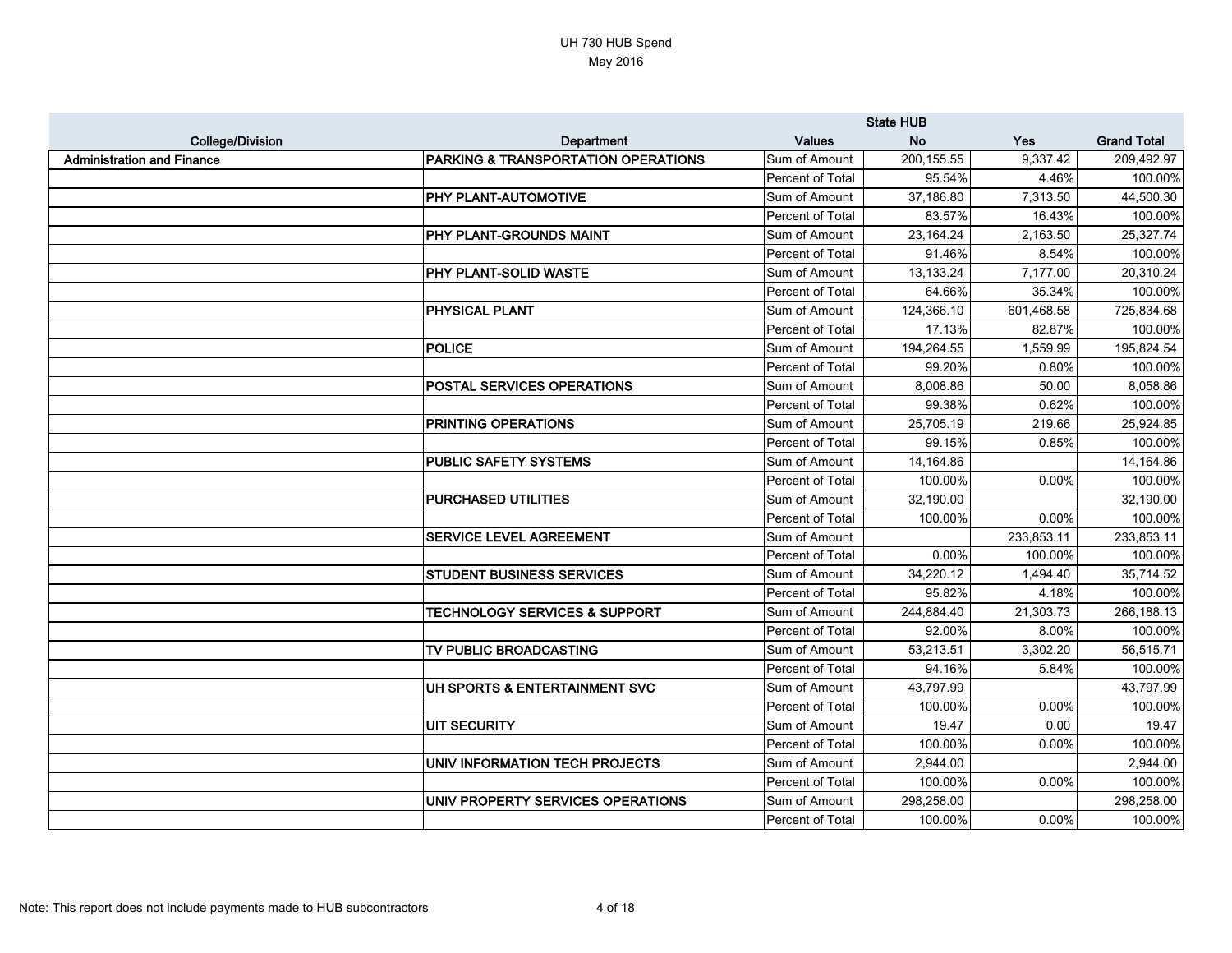UH 730 HUB Spend
May 2016

| | | | State HUB | | |
|---|---|---|---|---|---|
| College/Division | Department | Values | No | Yes | Grand Total |
| Administration and Finance | PARKING & TRANSPORTATION OPERATIONS | Sum of Amount | 200,155.55 | 9,337.42 | 209,492.97 |
| | | Percent of Total | 95.54% | 4.46% | 100.00% |
| | PHY PLANT-AUTOMOTIVE | Sum of Amount | 37,186.80 | 7,313.50 | 44,500.30 |
| | | Percent of Total | 83.57% | 16.43% | 100.00% |
| | PHY PLANT-GROUNDS MAINT | Sum of Amount | 23,164.24 | 2,163.50 | 25,327.74 |
| | | Percent of Total | 91.46% | 8.54% | 100.00% |
| | PHY PLANT-SOLID WASTE | Sum of Amount | 13,133.24 | 7,177.00 | 20,310.24 |
| | | Percent of Total | 64.66% | 35.34% | 100.00% |
| | PHYSICAL PLANT | Sum of Amount | 124,366.10 | 601,468.58 | 725,834.68 |
| | | Percent of Total | 17.13% | 82.87% | 100.00% |
| | POLICE | Sum of Amount | 194,264.55 | 1,559.99 | 195,824.54 |
| | | Percent of Total | 99.20% | 0.80% | 100.00% |
| | POSTAL SERVICES OPERATIONS | Sum of Amount | 8,008.86 | 50.00 | 8,058.86 |
| | | Percent of Total | 99.38% | 0.62% | 100.00% |
| | PRINTING OPERATIONS | Sum of Amount | 25,705.19 | 219.66 | 25,924.85 |
| | | Percent of Total | 99.15% | 0.85% | 100.00% |
| | PUBLIC SAFETY SYSTEMS | Sum of Amount | 14,164.86 | | 14,164.86 |
| | | Percent of Total | 100.00% | 0.00% | 100.00% |
| | PURCHASED UTILITIES | Sum of Amount | 32,190.00 | | 32,190.00 |
| | | Percent of Total | 100.00% | 0.00% | 100.00% |
| | SERVICE LEVEL AGREEMENT | Sum of Amount | | 233,853.11 | 233,853.11 |
| | | Percent of Total | 0.00% | 100.00% | 100.00% |
| | STUDENT BUSINESS SERVICES | Sum of Amount | 34,220.12 | 1,494.40 | 35,714.52 |
| | | Percent of Total | 95.82% | 4.18% | 100.00% |
| | TECHNOLOGY SERVICES & SUPPORT | Sum of Amount | 244,884.40 | 21,303.73 | 266,188.13 |
| | | Percent of Total | 92.00% | 8.00% | 100.00% |
| | TV PUBLIC BROADCASTING | Sum of Amount | 53,213.51 | 3,302.20 | 56,515.71 |
| | | Percent of Total | 94.16% | 5.84% | 100.00% |
| | UH SPORTS & ENTERTAINMENT SVC | Sum of Amount | 43,797.99 | | 43,797.99 |
| | | Percent of Total | 100.00% | 0.00% | 100.00% |
| | UIT SECURITY | Sum of Amount | 19.47 | 0.00 | 19.47 |
| | | Percent of Total | 100.00% | 0.00% | 100.00% |
| | UNIV INFORMATION TECH PROJECTS | Sum of Amount | 2,944.00 | | 2,944.00 |
| | | Percent of Total | 100.00% | 0.00% | 100.00% |
| | UNIV PROPERTY SERVICES OPERATIONS | Sum of Amount | 298,258.00 | | 298,258.00 |
| | | Percent of Total | 100.00% | 0.00% | 100.00% |

Note: This report does not include payments made to HUB subcontractors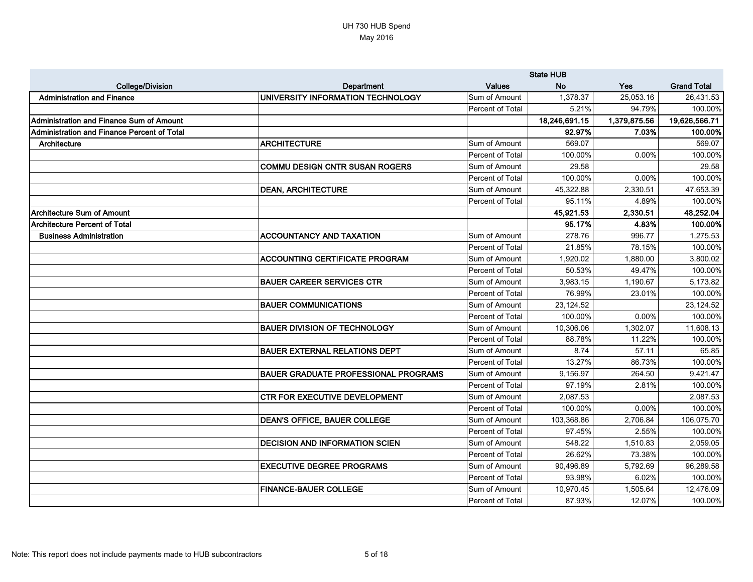UH 730 HUB Spend
May 2016

| College/Division | Department | Values | State HUB No | Yes | Grand Total |
|---|---|---|---|---|---|
| Administration and Finance | UNIVERSITY INFORMATION TECHNOLOGY | Sum of Amount | 1,378.37 | 25,053.16 | 26,431.53 |
| | | Percent of Total | 5.21% | 94.79% | 100.00% |
| **Administration and Finance Sum of Amount** | | | **18,246,691.15** | **1,379,875.56** | **19,626,566.71** |
| **Administration and Finance Percent of Total** | | | **92.97%** | **7.03%** | **100.00%** |
| Architecture | ARCHITECTURE | Sum of Amount | 569.07 | | 569.07 |
| | | Percent of Total | 100.00% | 0.00% | 100.00% |
| | COMMU DESIGN CNTR SUSAN ROGERS | Sum of Amount | 29.58 | | 29.58 |
| | | Percent of Total | 100.00% | 0.00% | 100.00% |
| | DEAN, ARCHITECTURE | Sum of Amount | 45,322.88 | 2,330.51 | 47,653.39 |
| | | Percent of Total | 95.11% | 4.89% | 100.00% |
| **Architecture Sum of Amount** | | | **45,921.53** | **2,330.51** | **48,252.04** |
| **Architecture Percent of Total** | | | **95.17%** | **4.83%** | **100.00%** |
| Business Administration | ACCOUNTANCY AND TAXATION | Sum of Amount | 278.76 | 996.77 | 1,275.53 |
| | | Percent of Total | 21.85% | 78.15% | 100.00% |
| | ACCOUNTING CERTIFICATE PROGRAM | Sum of Amount | 1,920.02 | 1,880.00 | 3,800.02 |
| | | Percent of Total | 50.53% | 49.47% | 100.00% |
| | BAUER CAREER SERVICES CTR | Sum of Amount | 3,983.15 | 1,190.67 | 5,173.82 |
| | | Percent of Total | 76.99% | 23.01% | 100.00% |
| | BAUER COMMUNICATIONS | Sum of Amount | 23,124.52 | | 23,124.52 |
| | | Percent of Total | 100.00% | 0.00% | 100.00% |
| | BAUER DIVISION OF TECHNOLOGY | Sum of Amount | 10,306.06 | 1,302.07 | 11,608.13 |
| | | Percent of Total | 88.78% | 11.22% | 100.00% |
| | BAUER EXTERNAL RELATIONS DEPT | Sum of Amount | 8.74 | 57.11 | 65.85 |
| | | Percent of Total | 13.27% | 86.73% | 100.00% |
| | BAUER GRADUATE PROFESSIONAL PROGRAMS | Sum of Amount | 9,156.97 | 264.50 | 9,421.47 |
| | | Percent of Total | 97.19% | 2.81% | 100.00% |
| | CTR FOR EXECUTIVE DEVELOPMENT | Sum of Amount | 2,087.53 | | 2,087.53 |
| | | Percent of Total | 100.00% | 0.00% | 100.00% |
| | DEAN'S OFFICE, BAUER COLLEGE | Sum of Amount | 103,368.86 | 2,706.84 | 106,075.70 |
| | | Percent of Total | 97.45% | 2.55% | 100.00% |
| | DECISION AND INFORMATION SCIEN | Sum of Amount | 548.22 | 1,510.83 | 2,059.05 |
| | | Percent of Total | 26.62% | 73.38% | 100.00% |
| | EXECUTIVE DEGREE PROGRAMS | Sum of Amount | 90,496.89 | 5,792.69 | 96,289.58 |
| | | Percent of Total | 93.98% | 6.02% | 100.00% |
| | FINANCE-BAUER COLLEGE | Sum of Amount | 10,970.45 | 1,505.64 | 12,476.09 |
| | | Percent of Total | 87.93% | 12.07% | 100.00% |

Note: This report does not include payments made to HUB subcontractors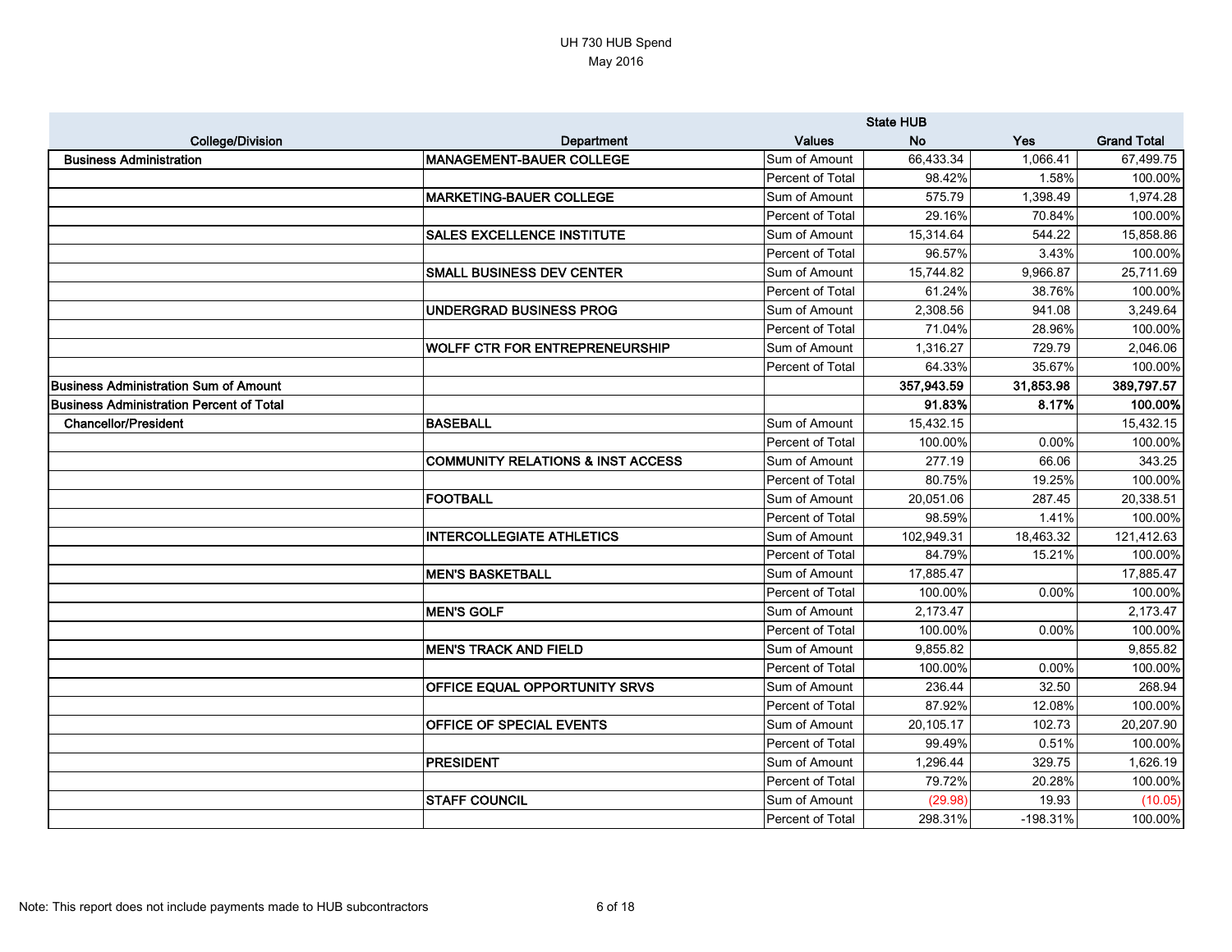UH 730 HUB Spend
May 2016

| College/Division | Department | Values | State HUB No | Yes | Grand Total |
|---|---|---|---|---|---|
| **Business Administration** | **MANAGEMENT-BAUER COLLEGE** | Sum of Amount | 66,433.34 | 1,066.41 | 67,499.75 |
| | | Percent of Total | 98.42% | 1.58% | 100.00% |
| | **MARKETING-BAUER COLLEGE** | Sum of Amount | 575.79 | 1,398.49 | 1,974.28 |
| | | Percent of Total | 29.16% | 70.84% | 100.00% |
| | **SALES EXCELLENCE INSTITUTE** | Sum of Amount | 15,314.64 | 544.22 | 15,858.86 |
| | | Percent of Total | 96.57% | 3.43% | 100.00% |
| | **SMALL BUSINESS DEV CENTER** | Sum of Amount | 15,744.82 | 9,966.87 | 25,711.69 |
| | | Percent of Total | 61.24% | 38.76% | 100.00% |
| | **UNDERGRAD BUSINESS PROG** | Sum of Amount | 2,308.56 | 941.08 | 3,249.64 |
| | | Percent of Total | 71.04% | 28.96% | 100.00% |
| | **WOLFF CTR FOR ENTREPRENEURSHIP** | Sum of Amount | 1,316.27 | 729.79 | 2,046.06 |
| | | Percent of Total | 64.33% | 35.67% | 100.00% |
| **Business Administration Sum of Amount** | | | **357,943.59** | **31,853.98** | **389,797.57** |
| **Business Administration Percent of Total** | | | **91.83%** | **8.17%** | **100.00%** |
| **Chancellor/President** | **BASEBALL** | Sum of Amount | 15,432.15 | | 15,432.15 |
| | | Percent of Total | 100.00% | 0.00% | 100.00% |
| | **COMMUNITY RELATIONS & INST ACCESS** | Sum of Amount | 277.19 | 66.06 | 343.25 |
| | | Percent of Total | 80.75% | 19.25% | 100.00% |
| | **FOOTBALL** | Sum of Amount | 20,051.06 | 287.45 | 20,338.51 |
| | | Percent of Total | 98.59% | 1.41% | 100.00% |
| | **INTERCOLLEGIATE ATHLETICS** | Sum of Amount | 102,949.31 | 18,463.32 | 121,412.63 |
| | | Percent of Total | 84.79% | 15.21% | 100.00% |
| | **MEN'S BASKETBALL** | Sum of Amount | 17,885.47 | | 17,885.47 |
| | | Percent of Total | 100.00% | 0.00% | 100.00% |
| | **MEN'S GOLF** | Sum of Amount | 2,173.47 | | 2,173.47 |
| | | Percent of Total | 100.00% | 0.00% | 100.00% |
| | **MEN'S TRACK AND FIELD** | Sum of Amount | 9,855.82 | | 9,855.82 |
| | | Percent of Total | 100.00% | 0.00% | 100.00% |
| | **OFFICE EQUAL OPPORTUNITY SRVS** | Sum of Amount | 236.44 | 32.50 | 268.94 |
| | | Percent of Total | 87.92% | 12.08% | 100.00% |
| | **OFFICE OF SPECIAL EVENTS** | Sum of Amount | 20,105.17 | 102.73 | 20,207.90 |
| | | Percent of Total | 99.49% | 0.51% | 100.00% |
| | **PRESIDENT** | Sum of Amount | 1,296.44 | 329.75 | 1,626.19 |
| | | Percent of Total | 79.72% | 20.28% | 100.00% |
| | **STAFF COUNCIL** | Sum of Amount | (29.98) | 19.93 | (10.05) |
| | | Percent of Total | 298.31% | -198.31% | 100.00% |

Note: This report does not include payments made to HUB subcontractors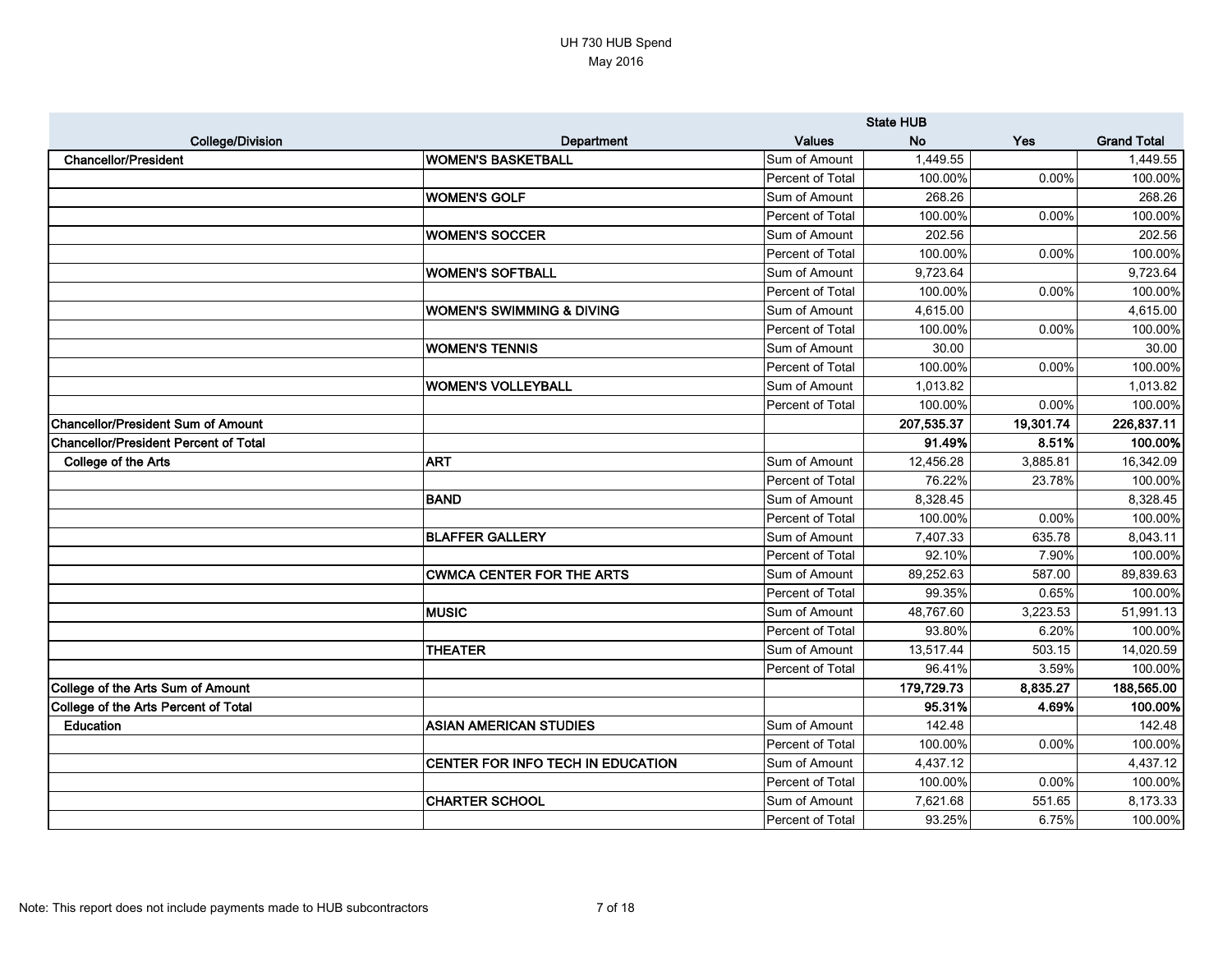UH 730 HUB Spend
May 2016

| College/Division | Department | Values | State HUB | | |
|---|---|---|---|---|---|
| | | | No | Yes | Grand Total |
| Chancellor/President | WOMEN'S BASKETBALL | Sum of Amount | 1,449.55 | | 1,449.55 |
| | | Percent of Total | 100.00% | 0.00% | 100.00% |
| | WOMEN'S GOLF | Sum of Amount | 268.26 | | 268.26 |
| | | Percent of Total | 100.00% | 0.00% | 100.00% |
| | WOMEN'S SOCCER | Sum of Amount | 202.56 | | 202.56 |
| | | Percent of Total | 100.00% | 0.00% | 100.00% |
| | WOMEN'S SOFTBALL | Sum of Amount | 9,723.64 | | 9,723.64 |
| | | Percent of Total | 100.00% | 0.00% | 100.00% |
| | WOMEN'S SWIMMING & DIVING | Sum of Amount | 4,615.00 | | 4,615.00 |
| | | Percent of Total | 100.00% | 0.00% | 100.00% |
| | WOMEN'S TENNIS | Sum of Amount | 30.00 | | 30.00 |
| | | Percent of Total | 100.00% | 0.00% | 100.00% |
| | WOMEN'S VOLLEYBALL | Sum of Amount | 1,013.82 | | 1,013.82 |
| | | Percent of Total | 100.00% | 0.00% | 100.00% |
| **Chancellor/President Sum of Amount** | | | **207,535.37** | **19,301.74** | **226,837.11** |
| **Chancellor/President Percent of Total** | | | **91.49%** | **8.51%** | **100.00%** |
| College of the Arts | ART | Sum of Amount | 12,456.28 | 3,885.81 | 16,342.09 |
| | | Percent of Total | 76.22% | 23.78% | 100.00% |
| | BAND | Sum of Amount | 8,328.45 | | 8,328.45 |
| | | Percent of Total | 100.00% | 0.00% | 100.00% |
| | BLAFFER GALLERY | Sum of Amount | 7,407.33 | 635.78 | 8,043.11 |
| | | Percent of Total | 92.10% | 7.90% | 100.00% |
| | CWMCA CENTER FOR THE ARTS | Sum of Amount | 89,252.63 | 587.00 | 89,839.63 |
| | | Percent of Total | 99.35% | 0.65% | 100.00% |
| | MUSIC | Sum of Amount | 48,767.60 | 3,223.53 | 51,991.13 |
| | | Percent of Total | 93.80% | 6.20% | 100.00% |
| | THEATER | Sum of Amount | 13,517.44 | 503.15 | 14,020.59 |
| | | Percent of Total | 96.41% | 3.59% | 100.00% |
| **College of the Arts Sum of Amount** | | | **179,729.73** | **8,835.27** | **188,565.00** |
| **College of the Arts Percent of Total** | | | **95.31%** | **4.69%** | **100.00%** |
| Education | ASIAN AMERICAN STUDIES | Sum of Amount | 142.48 | | 142.48 |
| | | Percent of Total | 100.00% | 0.00% | 100.00% |
| | CENTER FOR INFO TECH IN EDUCATION | Sum of Amount | 4,437.12 | | 4,437.12 |
| | | Percent of Total | 100.00% | 0.00% | 100.00% |
| | CHARTER SCHOOL | Sum of Amount | 7,621.68 | 551.65 | 8,173.33 |
| | | Percent of Total | 93.25% | 6.75% | 100.00% |

Note: This report does not include payments made to HUB subcontractors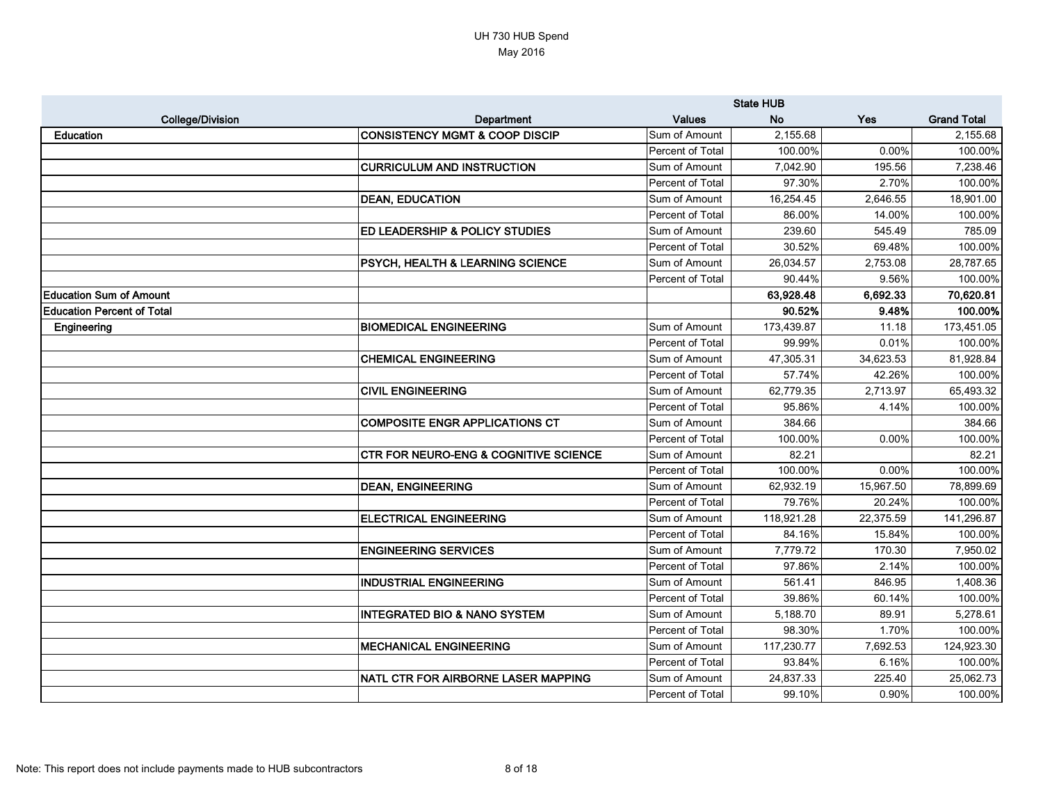# UH 730 HUB Spend

May 2016

| College/Division | Department | Values | State HUB No | Yes | Grand Total |
|---|---|---|---|---|---|
| Education | CONSISTENCY MGMT & COOP DISCIP | Sum of Amount | 2,155.68 | | 2,155.68 |
| | | Percent of Total | 100.00% | 0.00% | 100.00% |
| | CURRICULUM AND INSTRUCTION | Sum of Amount | 7,042.90 | 195.56 | 7,238.46 |
| | | Percent of Total | 97.30% | 2.70% | 100.00% |
| | DEAN, EDUCATION | Sum of Amount | 16,254.45 | 2,646.55 | 18,901.00 |
| | | Percent of Total | 86.00% | 14.00% | 100.00% |
| | ED LEADERSHIP & POLICY STUDIES | Sum of Amount | 239.60 | 545.49 | 785.09 |
| | | Percent of Total | 30.52% | 69.48% | 100.00% |
| | PSYCH, HEALTH & LEARNING SCIENCE | Sum of Amount | 26,034.57 | 2,753.08 | 28,787.65 |
| | | Percent of Total | 90.44% | 9.56% | 100.00% |
| **Education Sum of Amount** | | | **63,928.48** | **6,692.33** | **70,620.81** |
| **Education Percent of Total** | | | **90.52%** | **9.48%** | **100.00%** |
| Engineering | BIOMEDICAL ENGINEERING | Sum of Amount | 173,439.87 | 11.18 | 173,451.05 |
| | | Percent of Total | 99.99% | 0.01% | 100.00% |
| | CHEMICAL ENGINEERING | Sum of Amount | 47,305.31 | 34,623.53 | 81,928.84 |
| | | Percent of Total | 57.74% | 42.26% | 100.00% |
| | CIVIL ENGINEERING | Sum of Amount | 62,779.35 | 2,713.97 | 65,493.32 |
| | | Percent of Total | 95.86% | 4.14% | 100.00% |
| | COMPOSITE ENGR APPLICATIONS CT | Sum of Amount | 384.66 | | 384.66 |
| | | Percent of Total | 100.00% | 0.00% | 100.00% |
| | CTR FOR NEURO-ENG & COGNITIVE SCIENCE | Sum of Amount | 82.21 | | 82.21 |
| | | Percent of Total | 100.00% | 0.00% | 100.00% |
| | DEAN, ENGINEERING | Sum of Amount | 62,932.19 | 15,967.50 | 78,899.69 |
| | | Percent of Total | 79.76% | 20.24% | 100.00% |
| | ELECTRICAL ENGINEERING | Sum of Amount | 118,921.28 | 22,375.59 | 141,296.87 |
| | | Percent of Total | 84.16% | 15.84% | 100.00% |
| | ENGINEERING SERVICES | Sum of Amount | 7,779.72 | 170.30 | 7,950.02 |
| | | Percent of Total | 97.86% | 2.14% | 100.00% |
| | INDUSTRIAL ENGINEERING | Sum of Amount | 561.41 | 846.95 | 1,408.36 |
| | | Percent of Total | 39.86% | 60.14% | 100.00% |
| | INTEGRATED BIO & NANO SYSTEM | Sum of Amount | 5,188.70 | 89.91 | 5,278.61 |
| | | Percent of Total | 98.30% | 1.70% | 100.00% |
| | MECHANICAL ENGINEERING | Sum of Amount | 117,230.77 | 7,692.53 | 124,923.30 |
| | | Percent of Total | 93.84% | 6.16% | 100.00% |
| | NATL CTR FOR AIRBORNE LASER MAPPING | Sum of Amount | 24,837.33 | 225.40 | 25,062.73 |
| | | Percent of Total | 99.10% | 0.90% | 100.00% |

Note: This report does not include payments made to HUB subcontractors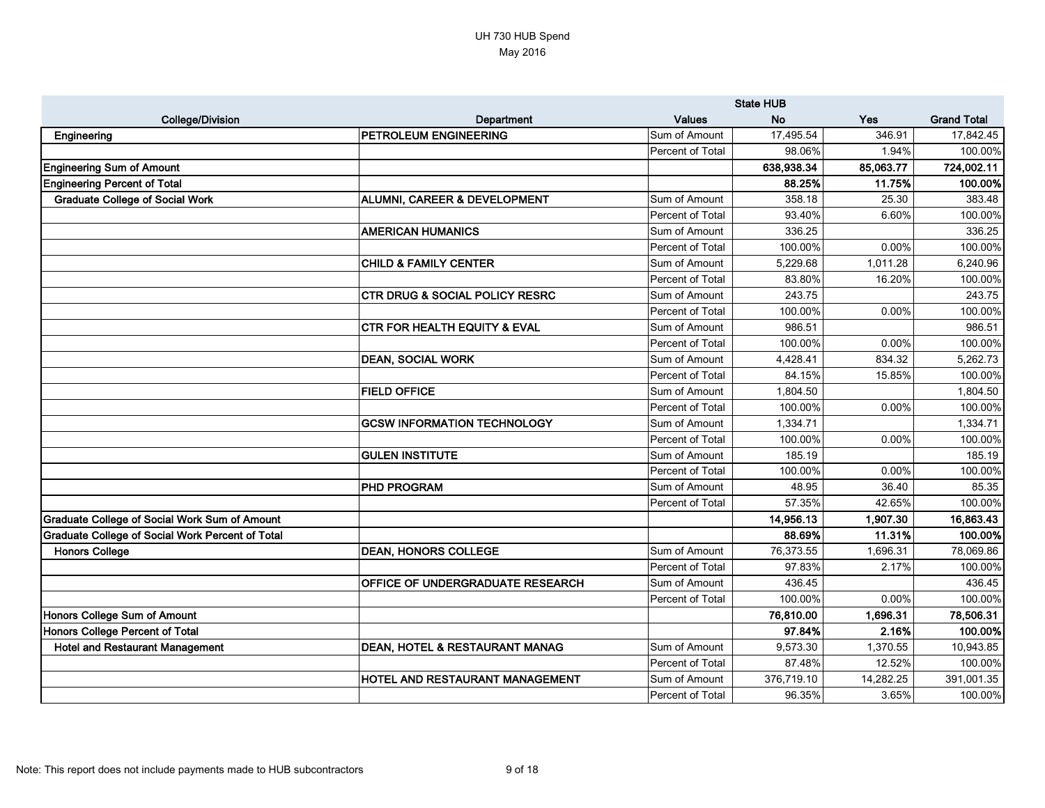UH 730 HUB Spend
May 2016

| College/Division | Department | Values | State HUB No | Yes | Grand Total |
|---|---|---|---|---|---|
| Engineering | PETROLEUM ENGINEERING | Sum of Amount | 17,495.54 | 346.91 | 17,842.45 |
| | | Percent of Total | 98.06% | 1.94% | 100.00% |
| **Engineering Sum of Amount** | | | **638,938.34** | **85,063.77** | **724,002.11** |
| **Engineering Percent of Total** | | | **88.25%** | **11.75%** | **100.00%** |
| Graduate College of Social Work | ALUMNI, CAREER & DEVELOPMENT | Sum of Amount | 358.18 | 25.30 | 383.48 |
| | | Percent of Total | 93.40% | 6.60% | 100.00% |
| | AMERICAN HUMANICS | Sum of Amount | 336.25 | | 336.25 |
| | | Percent of Total | 100.00% | 0.00% | 100.00% |
| | CHILD & FAMILY CENTER | Sum of Amount | 5,229.68 | 1,011.28 | 6,240.96 |
| | | Percent of Total | 83.80% | 16.20% | 100.00% |
| | CTR DRUG & SOCIAL POLICY RESRC | Sum of Amount | 243.75 | | 243.75 |
| | | Percent of Total | 100.00% | 0.00% | 100.00% |
| | CTR FOR HEALTH EQUITY & EVAL | Sum of Amount | 986.51 | | 986.51 |
| | | Percent of Total | 100.00% | 0.00% | 100.00% |
| | DEAN, SOCIAL WORK | Sum of Amount | 4,428.41 | 834.32 | 5,262.73 |
| | | Percent of Total | 84.15% | 15.85% | 100.00% |
| | FIELD OFFICE | Sum of Amount | 1,804.50 | | 1,804.50 |
| | | Percent of Total | 100.00% | 0.00% | 100.00% |
| | GCSW INFORMATION TECHNOLOGY | Sum of Amount | 1,334.71 | | 1,334.71 |
| | | Percent of Total | 100.00% | 0.00% | 100.00% |
| | GULEN INSTITUTE | Sum of Amount | 185.19 | | 185.19 |
| | | Percent of Total | 100.00% | 0.00% | 100.00% |
| | PHD PROGRAM | Sum of Amount | 48.95 | 36.40 | 85.35 |
| | | Percent of Total | 57.35% | 42.65% | 100.00% |
| **Graduate College of Social Work Sum of Amount** | | | **14,956.13** | **1,907.30** | **16,863.43** |
| **Graduate College of Social Work Percent of Total** | | | **88.69%** | **11.31%** | **100.00%** |
| Honors College | DEAN, HONORS COLLEGE | Sum of Amount | 76,373.55 | 1,696.31 | 78,069.86 |
| | | Percent of Total | 97.83% | 2.17% | 100.00% |
| | OFFICE OF UNDERGRADUATE RESEARCH | Sum of Amount | 436.45 | | 436.45 |
| | | Percent of Total | 100.00% | 0.00% | 100.00% |
| **Honors College Sum of Amount** | | | **76,810.00** | **1,696.31** | **78,506.31** |
| **Honors College Percent of Total** | | | **97.84%** | **2.16%** | **100.00%** |
| Hotel and Restaurant Management | DEAN, HOTEL & RESTAURANT MANAG | Sum of Amount | 9,573.30 | 1,370.55 | 10,943.85 |
| | | Percent of Total | 87.48% | 12.52% | 100.00% |
| | HOTEL AND RESTAURANT MANAGEMENT | Sum of Amount | 376,719.10 | 14,282.25 | 391,001.35 |
| | | Percent of Total | 96.35% | 3.65% | 100.00% |

Note: This report does not include payments made to HUB subcontractors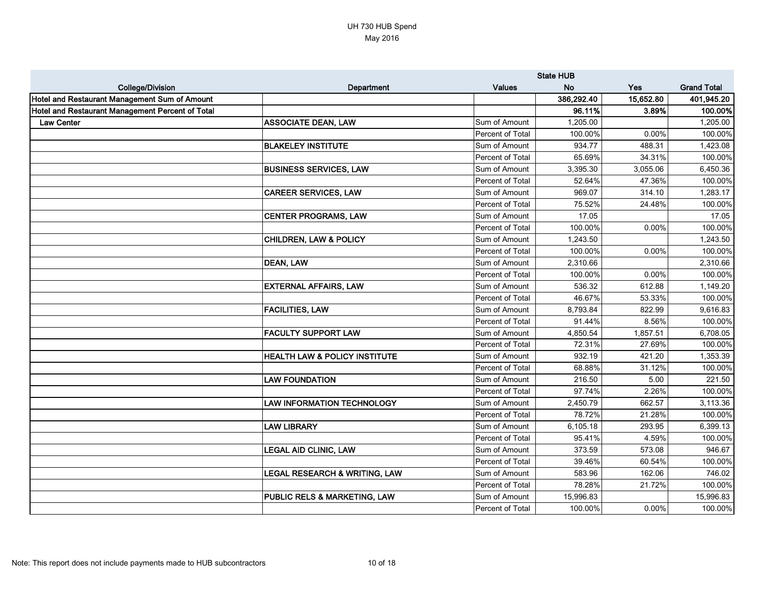UH 730 HUB Spend
May 2016

| College/Division | Department | Values | State HUB No | Yes | Grand Total |
|---|---|---|---|---|---|
| **Hotel and Restaurant Management Sum of Amount** | | | **386,292.40** | **15,652.80** | **401,945.20** |
| **Hotel and Restaurant Management Percent of Total** | | | **96.11%** | **3.89%** | **100.00%** |
| **Law Center** | **ASSOCIATE DEAN, LAW** | Sum of Amount | 1,205.00 | | 1,205.00 |
| | | Percent of Total | 100.00% | 0.00% | 100.00% |
| | **BLAKELEY INSTITUTE** | Sum of Amount | 934.77 | 488.31 | 1,423.08 |
| | | Percent of Total | 65.69% | 34.31% | 100.00% |
| | **BUSINESS SERVICES, LAW** | Sum of Amount | 3,395.30 | 3,055.06 | 6,450.36 |
| | | Percent of Total | 52.64% | 47.36% | 100.00% |
| | **CAREER SERVICES, LAW** | Sum of Amount | 969.07 | 314.10 | 1,283.17 |
| | | Percent of Total | 75.52% | 24.48% | 100.00% |
| | **CENTER PROGRAMS, LAW** | Sum of Amount | 17.05 | | 17.05 |
| | | Percent of Total | 100.00% | 0.00% | 100.00% |
| | **CHILDREN, LAW & POLICY** | Sum of Amount | 1,243.50 | | 1,243.50 |
| | | Percent of Total | 100.00% | 0.00% | 100.00% |
| | **DEAN, LAW** | Sum of Amount | 2,310.66 | | 2,310.66 |
| | | Percent of Total | 100.00% | 0.00% | 100.00% |
| | **EXTERNAL AFFAIRS, LAW** | Sum of Amount | 536.32 | 612.88 | 1,149.20 |
| | | Percent of Total | 46.67% | 53.33% | 100.00% |
| | **FACILITIES, LAW** | Sum of Amount | 8,793.84 | 822.99 | 9,616.83 |
| | | Percent of Total | 91.44% | 8.56% | 100.00% |
| | **FACULTY SUPPORT LAW** | Sum of Amount | 4,850.54 | 1,857.51 | 6,708.05 |
| | | Percent of Total | 72.31% | 27.69% | 100.00% |
| | **HEALTH LAW & POLICY INSTITUTE** | Sum of Amount | 932.19 | 421.20 | 1,353.39 |
| | | Percent of Total | 68.88% | 31.12% | 100.00% |
| | **LAW FOUNDATION** | Sum of Amount | 216.50 | 5.00 | 221.50 |
| | | Percent of Total | 97.74% | 2.26% | 100.00% |
| | **LAW INFORMATION TECHNOLOGY** | Sum of Amount | 2,450.79 | 662.57 | 3,113.36 |
| | | Percent of Total | 78.72% | 21.28% | 100.00% |
| | **LAW LIBRARY** | Sum of Amount | 6,105.18 | 293.95 | 6,399.13 |
| | | Percent of Total | 95.41% | 4.59% | 100.00% |
| | **LEGAL AID CLINIC, LAW** | Sum of Amount | 373.59 | 573.08 | 946.67 |
| | | Percent of Total | 39.46% | 60.54% | 100.00% |
| | **LEGAL RESEARCH & WRITING, LAW** | Sum of Amount | 583.96 | 162.06 | 746.02 |
| | | Percent of Total | 78.28% | 21.72% | 100.00% |
| | **PUBLIC RELS & MARKETING, LAW** | Sum of Amount | 15,996.83 | | 15,996.83 |
| | | Percent of Total | 100.00% | 0.00% | 100.00% |

Note: This report does not include payments made to HUB subcontractors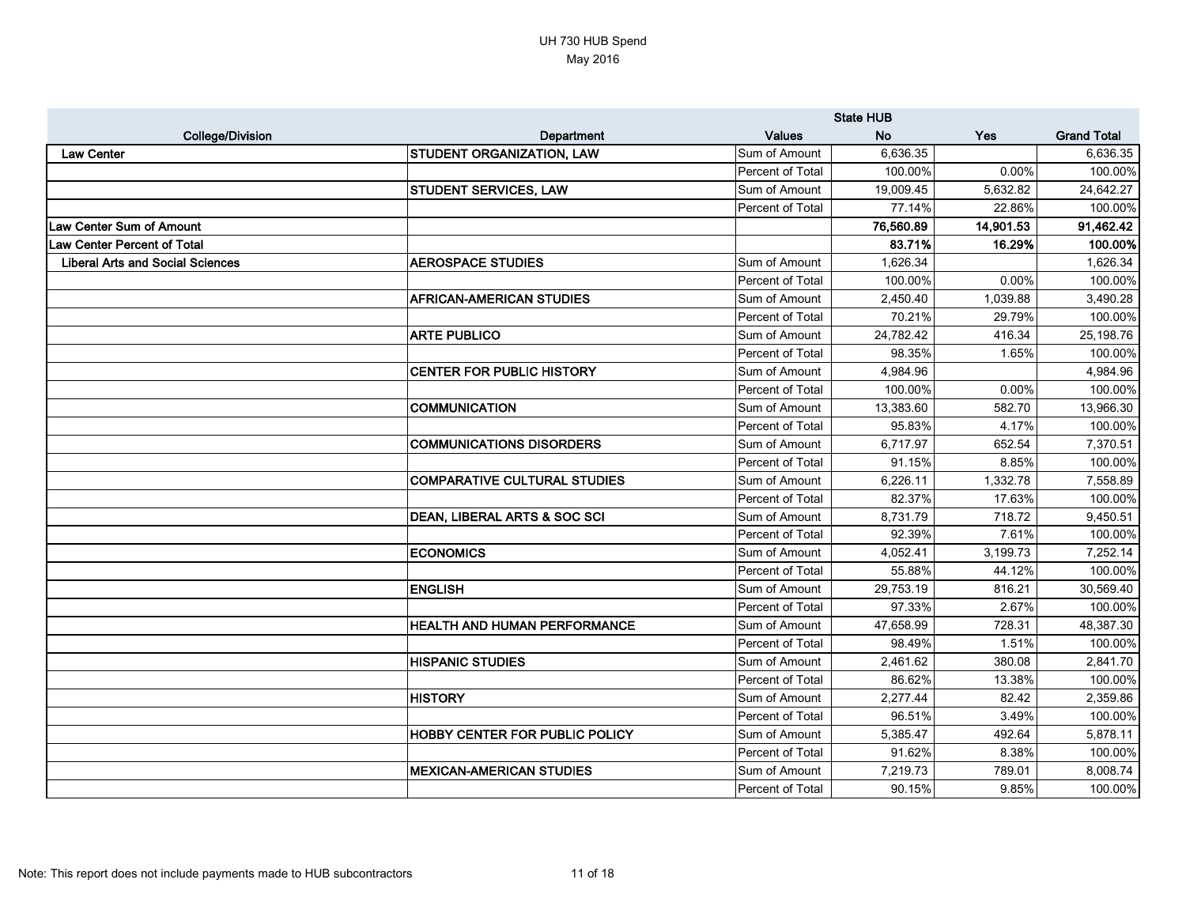UH 730 HUB Spend
May 2016

| College/Division | Department | Values | State HUB No | Yes | Grand Total |
|---|---|---|---|---|---|
| **Law Center** | **STUDENT ORGANIZATION, LAW** | Sum of Amount | 6,636.35 | | 6,636.35 |
| | | Percent of Total | 100.00% | 0.00% | 100.00% |
| | **STUDENT SERVICES, LAW** | Sum of Amount | 19,009.45 | 5,632.82 | 24,642.27 |
| | | Percent of Total | 77.14% | 22.86% | 100.00% |
| **Law Center Sum of Amount** | | | **76,560.89** | **14,901.53** | **91,462.42** |
| **Law Center Percent of Total** | | | **83.71%** | **16.29%** | **100.00%** |
| **Liberal Arts and Social Sciences** | **AEROSPACE STUDIES** | Sum of Amount | 1,626.34 | | 1,626.34 |
| | | Percent of Total | 100.00% | 0.00% | 100.00% |
| | **AFRICAN-AMERICAN STUDIES** | Sum of Amount | 2,450.40 | 1,039.88 | 3,490.28 |
| | | Percent of Total | 70.21% | 29.79% | 100.00% |
| | **ARTE PUBLICO** | Sum of Amount | 24,782.42 | 416.34 | 25,198.76 |
| | | Percent of Total | 98.35% | 1.65% | 100.00% |
| | **CENTER FOR PUBLIC HISTORY** | Sum of Amount | 4,984.96 | | 4,984.96 |
| | | Percent of Total | 100.00% | 0.00% | 100.00% |
| | **COMMUNICATION** | Sum of Amount | 13,383.60 | 582.70 | 13,966.30 |
| | | Percent of Total | 95.83% | 4.17% | 100.00% |
| | **COMMUNICATIONS DISORDERS** | Sum of Amount | 6,717.97 | 652.54 | 7,370.51 |
| | | Percent of Total | 91.15% | 8.85% | 100.00% |
| | **COMPARATIVE CULTURAL STUDIES** | Sum of Amount | 6,226.11 | 1,332.78 | 7,558.89 |
| | | Percent of Total | 82.37% | 17.63% | 100.00% |
| | **DEAN, LIBERAL ARTS & SOC SCI** | Sum of Amount | 8,731.79 | 718.72 | 9,450.51 |
| | | Percent of Total | 92.39% | 7.61% | 100.00% |
| | **ECONOMICS** | Sum of Amount | 4,052.41 | 3,199.73 | 7,252.14 |
| | | Percent of Total | 55.88% | 44.12% | 100.00% |
| | **ENGLISH** | Sum of Amount | 29,753.19 | 816.21 | 30,569.40 |
| | | Percent of Total | 97.33% | 2.67% | 100.00% |
| | **HEALTH AND HUMAN PERFORMANCE** | Sum of Amount | 47,658.99 | 728.31 | 48,387.30 |
| | | Percent of Total | 98.49% | 1.51% | 100.00% |
| | **HISPANIC STUDIES** | Sum of Amount | 2,461.62 | 380.08 | 2,841.70 |
| | | Percent of Total | 86.62% | 13.38% | 100.00% |
| | **HISTORY** | Sum of Amount | 2,277.44 | 82.42 | 2,359.86 |
| | | Percent of Total | 96.51% | 3.49% | 100.00% |
| | **HOBBY CENTER FOR PUBLIC POLICY** | Sum of Amount | 5,385.47 | 492.64 | 5,878.11 |
| | | Percent of Total | 91.62% | 8.38% | 100.00% |
| | **MEXICAN-AMERICAN STUDIES** | Sum of Amount | 7,219.73 | 789.01 | 8,008.74 |
| | | Percent of Total | 90.15% | 9.85% | 100.00% |

Note: This report does not include payments made to HUB subcontractors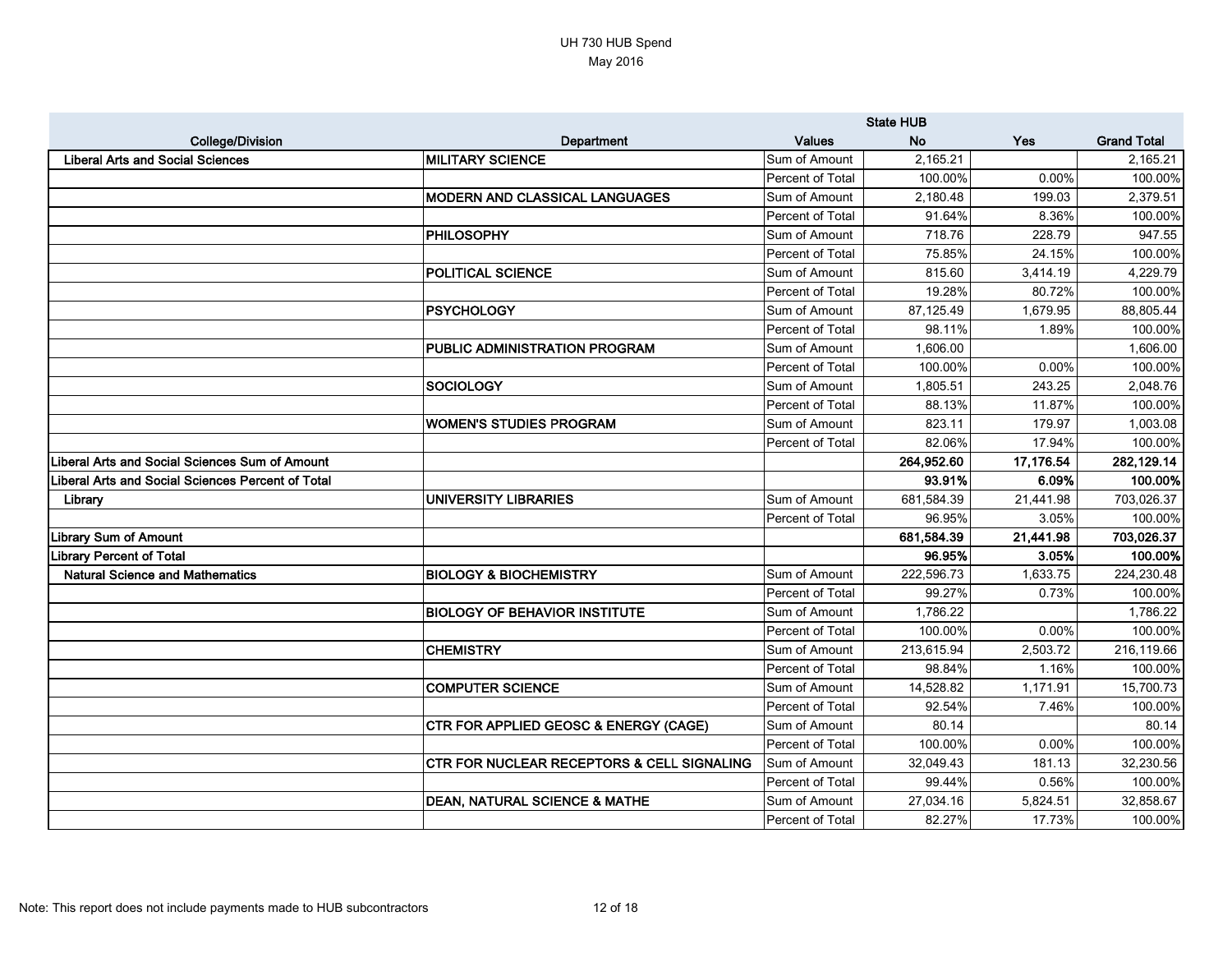# UH 730 HUB Spend

May 2016

| College/Division | Department | Values | State HUB No | Yes | Grand Total |
|---|---|---|---|---|---|
| **Liberal Arts and Social Sciences** | **MILITARY SCIENCE** | Sum of Amount | 2,165.21 | | 2,165.21 |
| | | Percent of Total | 100.00% | 0.00% | 100.00% |
| | **MODERN AND CLASSICAL LANGUAGES** | Sum of Amount | 2,180.48 | 199.03 | 2,379.51 |
| | | Percent of Total | 91.64% | 8.36% | 100.00% |
| | **PHILOSOPHY** | Sum of Amount | 718.76 | 228.79 | 947.55 |
| | | Percent of Total | 75.85% | 24.15% | 100.00% |
| | **POLITICAL SCIENCE** | Sum of Amount | 815.60 | 3,414.19 | 4,229.79 |
| | | Percent of Total | 19.28% | 80.72% | 100.00% |
| | **PSYCHOLOGY** | Sum of Amount | 87,125.49 | 1,679.95 | 88,805.44 |
| | | Percent of Total | 98.11% | 1.89% | 100.00% |
| | **PUBLIC ADMINISTRATION PROGRAM** | Sum of Amount | 1,606.00 | | 1,606.00 |
| | | Percent of Total | 100.00% | 0.00% | 100.00% |
| | **SOCIOLOGY** | Sum of Amount | 1,805.51 | 243.25 | 2,048.76 |
| | | Percent of Total | 88.13% | 11.87% | 100.00% |
| | **WOMEN'S STUDIES PROGRAM** | Sum of Amount | 823.11 | 179.97 | 1,003.08 |
| | | Percent of Total | 82.06% | 17.94% | 100.00% |
| **Liberal Arts and Social Sciences Sum of Amount** | | | **264,952.60** | **17,176.54** | **282,129.14** |
| **Liberal Arts and Social Sciences Percent of Total** | | | **93.91%** | **6.09%** | **100.00%** |
| **Library** | **UNIVERSITY LIBRARIES** | Sum of Amount | 681,584.39 | 21,441.98 | 703,026.37 |
| | | Percent of Total | 96.95% | 3.05% | 100.00% |
| **Library Sum of Amount** | | | **681,584.39** | **21,441.98** | **703,026.37** |
| **Library Percent of Total** | | | **96.95%** | **3.05%** | **100.00%** |
| **Natural Science and Mathematics** | **BIOLOGY & BIOCHEMISTRY** | Sum of Amount | 222,596.73 | 1,633.75 | 224,230.48 |
| | | Percent of Total | 99.27% | 0.73% | 100.00% |
| | **BIOLOGY OF BEHAVIOR INSTITUTE** | Sum of Amount | 1,786.22 | | 1,786.22 |
| | | Percent of Total | 100.00% | 0.00% | 100.00% |
| | **CHEMISTRY** | Sum of Amount | 213,615.94 | 2,503.72 | 216,119.66 |
| | | Percent of Total | 98.84% | 1.16% | 100.00% |
| | **COMPUTER SCIENCE** | Sum of Amount | 14,528.82 | 1,171.91 | 15,700.73 |
| | | Percent of Total | 92.54% | 7.46% | 100.00% |
| | **CTR FOR APPLIED GEOSC & ENERGY (CAGE)** | Sum of Amount | 80.14 | | 80.14 |
| | | Percent of Total | 100.00% | 0.00% | 100.00% |
| | **CTR FOR NUCLEAR RECEPTORS & CELL SIGNALING** | Sum of Amount | 32,049.43 | 181.13 | 32,230.56 |
| | | Percent of Total | 99.44% | 0.56% | 100.00% |
| | **DEAN, NATURAL SCIENCE & MATHE** | Sum of Amount | 27,034.16 | 5,824.51 | 32,858.67 |
| | | Percent of Total | 82.27% | 17.73% | 100.00% |

Note: This report does not include payments made to HUB subcontractors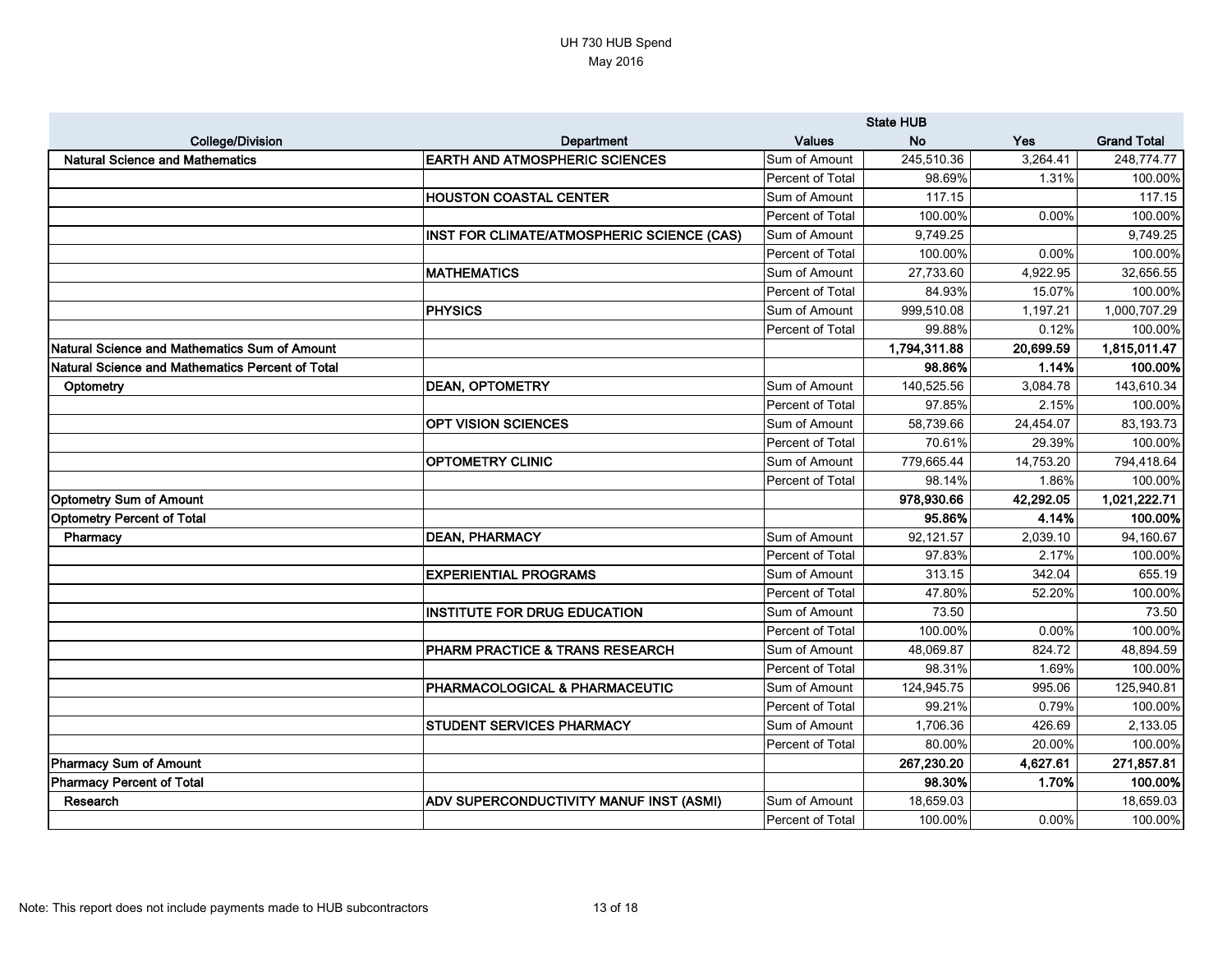UH 730 HUB Spend
May 2016

| College/Division | Department | Values | State HUB No | Yes | Grand Total |
|---|---|---|---|---|---|
| **Natural Science and Mathematics** | **EARTH AND ATMOSPHERIC SCIENCES** | Sum of Amount | 245,510.36 | 3,264.41 | 248,774.77 |
| | | Percent of Total | 98.69% | 1.31% | 100.00% |
| | **HOUSTON COASTAL CENTER** | Sum of Amount | 117.15 | | 117.15 |
| | | Percent of Total | 100.00% | 0.00% | 100.00% |
| | **INST FOR CLIMATE/ATMOSPHERIC SCIENCE (CAS)** | Sum of Amount | 9,749.25 | | 9,749.25 |
| | | Percent of Total | 100.00% | 0.00% | 100.00% |
| | **MATHEMATICS** | Sum of Amount | 27,733.60 | 4,922.95 | 32,656.55 |
| | | Percent of Total | 84.93% | 15.07% | 100.00% |
| | **PHYSICS** | Sum of Amount | 999,510.08 | 1,197.21 | 1,000,707.29 |
| | | Percent of Total | 99.88% | 0.12% | 100.00% |
| **Natural Science and Mathematics Sum of Amount** | | | **1,794,311.88** | **20,699.59** | **1,815,011.47** |
| **Natural Science and Mathematics Percent of Total** | | | **98.86%** | **1.14%** | **100.00%** |
| **Optometry** | **DEAN, OPTOMETRY** | Sum of Amount | 140,525.56 | 3,084.78 | 143,610.34 |
| | | Percent of Total | 97.85% | 2.15% | 100.00% |
| | **OPT VISION SCIENCES** | Sum of Amount | 58,739.66 | 24,454.07 | 83,193.73 |
| | | Percent of Total | 70.61% | 29.39% | 100.00% |
| | **OPTOMETRY CLINIC** | Sum of Amount | 779,665.44 | 14,753.20 | 794,418.64 |
| | | Percent of Total | 98.14% | 1.86% | 100.00% |
| **Optometry Sum of Amount** | | | **978,930.66** | **42,292.05** | **1,021,222.71** |
| **Optometry Percent of Total** | | | **95.86%** | **4.14%** | **100.00%** |
| **Pharmacy** | **DEAN, PHARMACY** | Sum of Amount | 92,121.57 | 2,039.10 | 94,160.67 |
| | | Percent of Total | 97.83% | 2.17% | 100.00% |
| | **EXPERIENTIAL PROGRAMS** | Sum of Amount | 313.15 | 342.04 | 655.19 |
| | | Percent of Total | 47.80% | 52.20% | 100.00% |
| | **INSTITUTE FOR DRUG EDUCATION** | Sum of Amount | 73.50 | | 73.50 |
| | | Percent of Total | 100.00% | 0.00% | 100.00% |
| | **PHARM PRACTICE & TRANS RESEARCH** | Sum of Amount | 48,069.87 | 824.72 | 48,894.59 |
| | | Percent of Total | 98.31% | 1.69% | 100.00% |
| | **PHARMACOLOGICAL & PHARMACEUTIC** | Sum of Amount | 124,945.75 | 995.06 | 125,940.81 |
| | | Percent of Total | 99.21% | 0.79% | 100.00% |
| | **STUDENT SERVICES PHARMACY** | Sum of Amount | 1,706.36 | 426.69 | 2,133.05 |
| | | Percent of Total | 80.00% | 20.00% | 100.00% |
| **Pharmacy Sum of Amount** | | | **267,230.20** | **4,627.61** | **271,857.81** |
| **Pharmacy Percent of Total** | | | **98.30%** | **1.70%** | **100.00%** |
| **Research** | **ADV SUPERCONDUCTIVITY MANUF INST (ASMI)** | Sum of Amount | 18,659.03 | | 18,659.03 |
| | | Percent of Total | 100.00% | 0.00% | 100.00% |

Note: This report does not include payments made to HUB subcontractors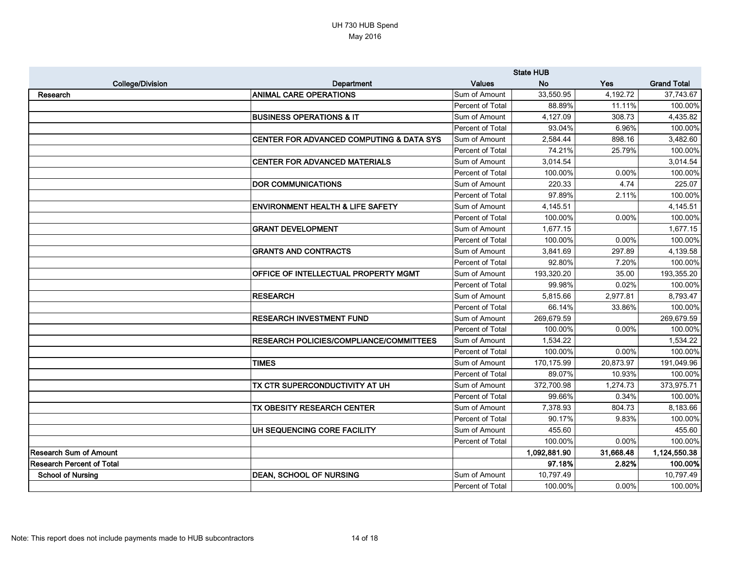UH 730 HUB Spend
May 2016

| College/Division | Department | Values | State HUB No | Yes | Grand Total |
|---|---|---|---|---|---|
| Research | ANIMAL CARE OPERATIONS | Sum of Amount | 33,550.95 | 4,192.72 | 37,743.67 |
| | | Percent of Total | 88.89% | 11.11% | 100.00% |
| | BUSINESS OPERATIONS & IT | Sum of Amount | 4,127.09 | 308.73 | 4,435.82 |
| | | Percent of Total | 93.04% | 6.96% | 100.00% |
| | CENTER FOR ADVANCED COMPUTING & DATA SYS | Sum of Amount | 2,584.44 | 898.16 | 3,482.60 |
| | | Percent of Total | 74.21% | 25.79% | 100.00% |
| | CENTER FOR ADVANCED MATERIALS | Sum of Amount | 3,014.54 | | 3,014.54 |
| | | Percent of Total | 100.00% | 0.00% | 100.00% |
| | DOR COMMUNICATIONS | Sum of Amount | 220.33 | 4.74 | 225.07 |
| | | Percent of Total | 97.89% | 2.11% | 100.00% |
| | ENVIRONMENT HEALTH & LIFE SAFETY | Sum of Amount | 4,145.51 | | 4,145.51 |
| | | Percent of Total | 100.00% | 0.00% | 100.00% |
| | GRANT DEVELOPMENT | Sum of Amount | 1,677.15 | | 1,677.15 |
| | | Percent of Total | 100.00% | 0.00% | 100.00% |
| | GRANTS AND CONTRACTS | Sum of Amount | 3,841.69 | 297.89 | 4,139.58 |
| | | Percent of Total | 92.80% | 7.20% | 100.00% |
| | OFFICE OF INTELLECTUAL PROPERTY MGMT | Sum of Amount | 193,320.20 | 35.00 | 193,355.20 |
| | | Percent of Total | 99.98% | 0.02% | 100.00% |
| | RESEARCH | Sum of Amount | 5,815.66 | 2,977.81 | 8,793.47 |
| | | Percent of Total | 66.14% | 33.86% | 100.00% |
| | RESEARCH INVESTMENT FUND | Sum of Amount | 269,679.59 | | 269,679.59 |
| | | Percent of Total | 100.00% | 0.00% | 100.00% |
| | RESEARCH POLICIES/COMPLIANCE/COMMITTEES | Sum of Amount | 1,534.22 | | 1,534.22 |
| | | Percent of Total | 100.00% | 0.00% | 100.00% |
| | TIMES | Sum of Amount | 170,175.99 | 20,873.97 | 191,049.96 |
| | | Percent of Total | 89.07% | 10.93% | 100.00% |
| | TX CTR SUPERCONDUCTIVITY AT UH | Sum of Amount | 372,700.98 | 1,274.73 | 373,975.71 |
| | | Percent of Total | 99.66% | 0.34% | 100.00% |
| | TX OBESITY RESEARCH CENTER | Sum of Amount | 7,378.93 | 804.73 | 8,183.66 |
| | | Percent of Total | 90.17% | 9.83% | 100.00% |
| | UH SEQUENCING CORE FACILITY | Sum of Amount | 455.60 | | 455.60 |
| | | Percent of Total | 100.00% | 0.00% | 100.00% |
| **Research Sum of Amount** | | | **1,092,881.90** | **31,668.48** | **1,124,550.38** |
| **Research Percent of Total** | | | **97.18%** | **2.82%** | **100.00%** |
| School of Nursing | DEAN, SCHOOL OF NURSING | Sum of Amount | 10,797.49 | | 10,797.49 |
| | | Percent of Total | 100.00% | 0.00% | 100.00% |

Note: This report does not include payments made to HUB subcontractors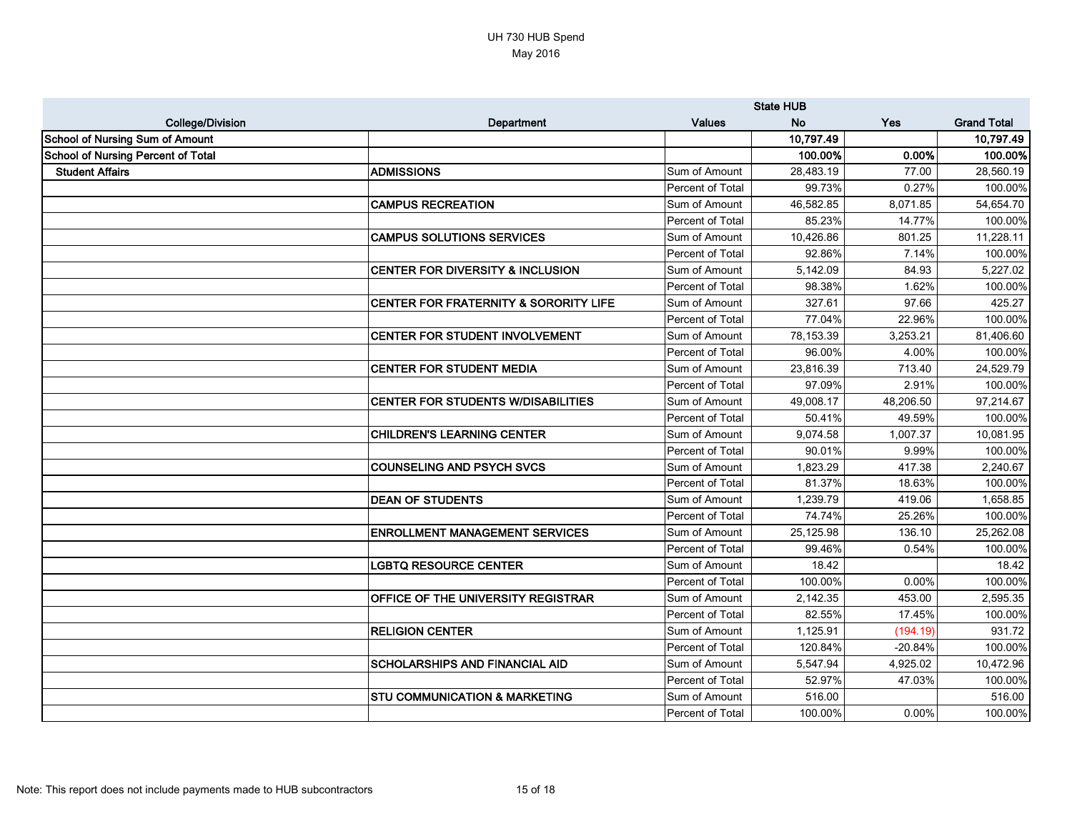UH 730 HUB Spend

May 2016

| College/Division | Department | Values | State HUB No | Yes | Grand Total |
|---|---|---|---|---|---|
| **School of Nursing Sum of Amount** | | | **10,797.49** | | **10,797.49** |
| **School of Nursing Percent of Total** | | | **100.00%** | **0.00%** | **100.00%** |
| **Student Affairs** | **ADMISSIONS** | Sum of Amount | 28,483.19 | 77.00 | 28,560.19 |
| | | Percent of Total | 99.73% | 0.27% | 100.00% |
| | **CAMPUS RECREATION** | Sum of Amount | 46,582.85 | 8,071.85 | 54,654.70 |
| | | Percent of Total | 85.23% | 14.77% | 100.00% |
| | **CAMPUS SOLUTIONS SERVICES** | Sum of Amount | 10,426.86 | 801.25 | 11,228.11 |
| | | Percent of Total | 92.86% | 7.14% | 100.00% |
| | **CENTER FOR DIVERSITY & INCLUSION** | Sum of Amount | 5,142.09 | 84.93 | 5,227.02 |
| | | Percent of Total | 98.38% | 1.62% | 100.00% |
| | **CENTER FOR FRATERNITY & SORORITY LIFE** | Sum of Amount | 327.61 | 97.66 | 425.27 |
| | | Percent of Total | 77.04% | 22.96% | 100.00% |
| | **CENTER FOR STUDENT INVOLVEMENT** | Sum of Amount | 78,153.39 | 3,253.21 | 81,406.60 |
| | | Percent of Total | 96.00% | 4.00% | 100.00% |
| | **CENTER FOR STUDENT MEDIA** | Sum of Amount | 23,816.39 | 713.40 | 24,529.79 |
| | | Percent of Total | 97.09% | 2.91% | 100.00% |
| | **CENTER FOR STUDENTS W/DISABILITIES** | Sum of Amount | 49,008.17 | 48,206.50 | 97,214.67 |
| | | Percent of Total | 50.41% | 49.59% | 100.00% |
| | **CHILDREN'S LEARNING CENTER** | Sum of Amount | 9,074.58 | 1,007.37 | 10,081.95 |
| | | Percent of Total | 90.01% | 9.99% | 100.00% |
| | **COUNSELING AND PSYCH SVCS** | Sum of Amount | 1,823.29 | 417.38 | 2,240.67 |
| | | Percent of Total | 81.37% | 18.63% | 100.00% |
| | **DEAN OF STUDENTS** | Sum of Amount | 1,239.79 | 419.06 | 1,658.85 |
| | | Percent of Total | 74.74% | 25.26% | 100.00% |
| | **ENROLLMENT MANAGEMENT SERVICES** | Sum of Amount | 25,125.98 | 136.10 | 25,262.08 |
| | | Percent of Total | 99.46% | 0.54% | 100.00% |
| | **LGBTQ RESOURCE CENTER** | Sum of Amount | 18.42 | | 18.42 |
| | | Percent of Total | 100.00% | 0.00% | 100.00% |
| | **OFFICE OF THE UNIVERSITY REGISTRAR** | Sum of Amount | 2,142.35 | 453.00 | 2,595.35 |
| | | Percent of Total | 82.55% | 17.45% | 100.00% |
| | **RELIGION CENTER** | Sum of Amount | 1,125.91 | (194.19) | 931.72 |
| | | Percent of Total | 120.84% | -20.84% | 100.00% |
| | **SCHOLARSHIPS AND FINANCIAL AID** | Sum of Amount | 5,547.94 | 4,925.02 | 10,472.96 |
| | | Percent of Total | 52.97% | 47.03% | 100.00% |
| | **STU COMMUNICATION & MARKETING** | Sum of Amount | 516.00 | | 516.00 |
| | | Percent of Total | 100.00% | 0.00% | 100.00% |

Note: This report does not include payments made to HUB subcontractors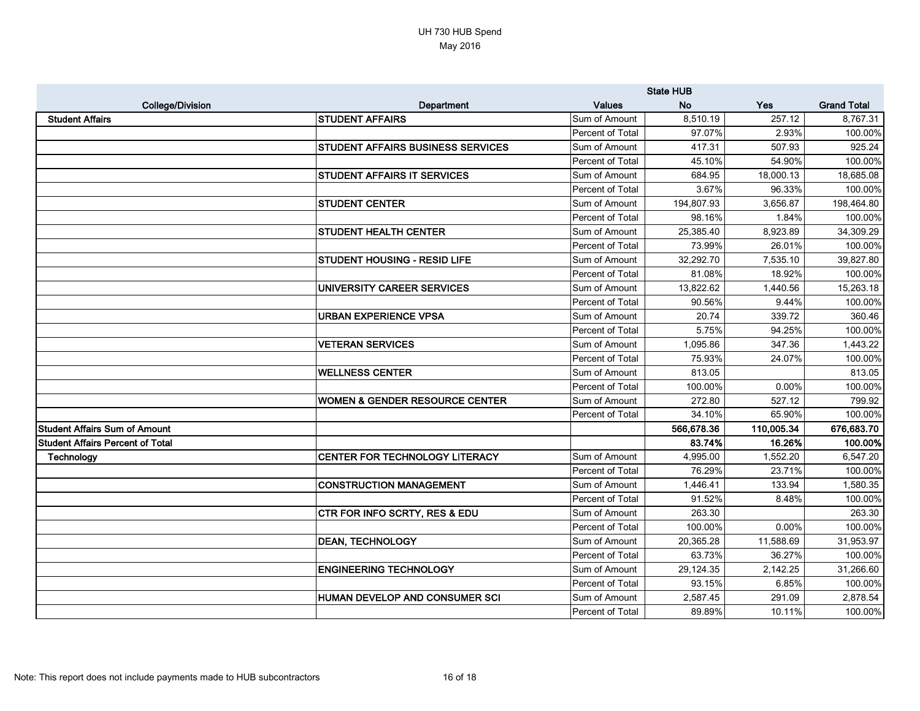UH 730 HUB Spend
May 2016

| College/Division | Department | Values | State HUB No | Yes | Grand Total |
|---|---|---|---|---|---|
| **Student Affairs** | **STUDENT AFFAIRS** | Sum of Amount | 8,510.19 | 257.12 | 8,767.31 |
| | | Percent of Total | 97.07% | 2.93% | 100.00% |
| | **STUDENT AFFAIRS BUSINESS SERVICES** | Sum of Amount | 417.31 | 507.93 | 925.24 |
| | | Percent of Total | 45.10% | 54.90% | 100.00% |
| | **STUDENT AFFAIRS IT SERVICES** | Sum of Amount | 684.95 | 18,000.13 | 18,685.08 |
| | | Percent of Total | 3.67% | 96.33% | 100.00% |
| | **STUDENT CENTER** | Sum of Amount | 194,807.93 | 3,656.87 | 198,464.80 |
| | | Percent of Total | 98.16% | 1.84% | 100.00% |
| | **STUDENT HEALTH CENTER** | Sum of Amount | 25,385.40 | 8,923.89 | 34,309.29 |
| | | Percent of Total | 73.99% | 26.01% | 100.00% |
| | **STUDENT HOUSING - RESID LIFE** | Sum of Amount | 32,292.70 | 7,535.10 | 39,827.80 |
| | | Percent of Total | 81.08% | 18.92% | 100.00% |
| | **UNIVERSITY CAREER SERVICES** | Sum of Amount | 13,822.62 | 1,440.56 | 15,263.18 |
| | | Percent of Total | 90.56% | 9.44% | 100.00% |
| | **URBAN EXPERIENCE VPSA** | Sum of Amount | 20.74 | 339.72 | 360.46 |
| | | Percent of Total | 5.75% | 94.25% | 100.00% |
| | **VETERAN SERVICES** | Sum of Amount | 1,095.86 | 347.36 | 1,443.22 |
| | | Percent of Total | 75.93% | 24.07% | 100.00% |
| | **WELLNESS CENTER** | Sum of Amount | 813.05 | | 813.05 |
| | | Percent of Total | 100.00% | 0.00% | 100.00% |
| | **WOMEN & GENDER RESOURCE CENTER** | Sum of Amount | 272.80 | 527.12 | 799.92 |
| | | Percent of Total | 34.10% | 65.90% | 100.00% |
| **Student Affairs Sum of Amount** | | | **566,678.36** | **110,005.34** | **676,683.70** |
| **Student Affairs Percent of Total** | | | **83.74%** | **16.26%** | **100.00%** |
| **Technology** | **CENTER FOR TECHNOLOGY LITERACY** | Sum of Amount | 4,995.00 | 1,552.20 | 6,547.20 |
| | | Percent of Total | 76.29% | 23.71% | 100.00% |
| | **CONSTRUCTION MANAGEMENT** | Sum of Amount | 1,446.41 | 133.94 | 1,580.35 |
| | | Percent of Total | 91.52% | 8.48% | 100.00% |
| | **CTR FOR INFO SCRTY, RES & EDU** | Sum of Amount | 263.30 | | 263.30 |
| | | Percent of Total | 100.00% | 0.00% | 100.00% |
| | **DEAN, TECHNOLOGY** | Sum of Amount | 20,365.28 | 11,588.69 | 31,953.97 |
| | | Percent of Total | 63.73% | 36.27% | 100.00% |
| | **ENGINEERING TECHNOLOGY** | Sum of Amount | 29,124.35 | 2,142.25 | 31,266.60 |
| | | Percent of Total | 93.15% | 6.85% | 100.00% |
| | **HUMAN DEVELOP AND CONSUMER SCI** | Sum of Amount | 2,587.45 | 291.09 | 2,878.54 |
| | | Percent of Total | 89.89% | 10.11% | 100.00% |

Note: This report does not include payments made to HUB subcontractors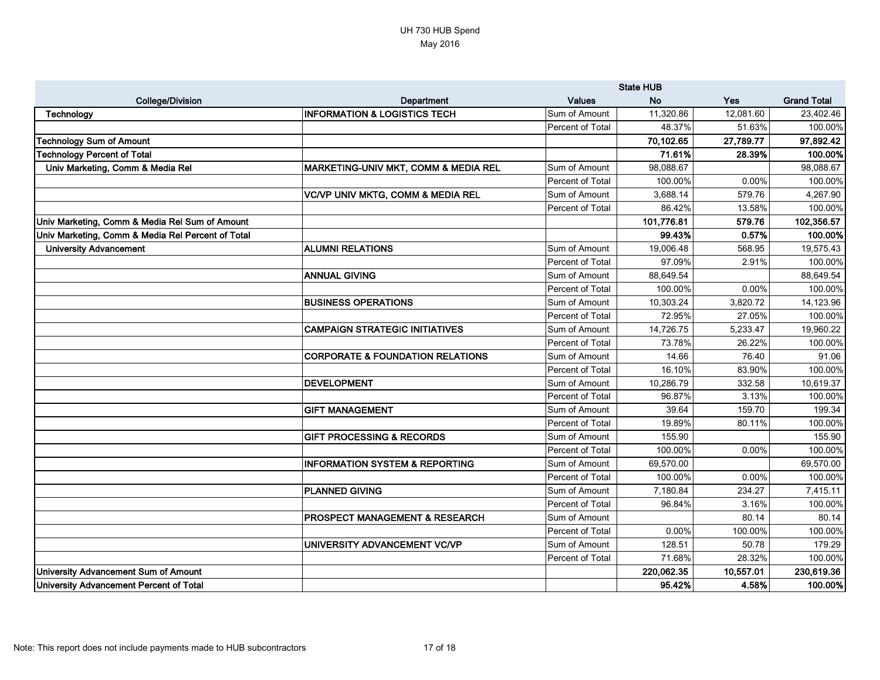UH 730 HUB Spend
May 2016

| College/Division | Department | Values | State HUB No | Yes | Grand Total |
|---|---|---|---|---|---|
| **Technology** | **INFORMATION & LOGISTICS TECH** | Sum of Amount | 11,320.86 | 12,081.60 | 23,402.46 |
| | | Percent of Total | 48.37% | 51.63% | 100.00% |
| **Technology Sum of Amount** | | | **70,102.65** | **27,789.77** | **97,892.42** |
| **Technology Percent of Total** | | | **71.61%** | **28.39%** | **100.00%** |
| **Univ Marketing, Comm & Media Rel** | **MARKETING-UNIV MKT, COMM & MEDIA REL** | Sum of Amount | 98,088.67 | | 98,088.67 |
| | | Percent of Total | 100.00% | 0.00% | 100.00% |
| | **VC/VP UNIV MKTG, COMM & MEDIA REL** | Sum of Amount | 3,688.14 | 579.76 | 4,267.90 |
| | | Percent of Total | 86.42% | 13.58% | 100.00% |
| **Univ Marketing, Comm & Media Rel Sum of Amount** | | | **101,776.81** | **579.76** | **102,356.57** |
| **Univ Marketing, Comm & Media Rel Percent of Total** | | | **99.43%** | **0.57%** | **100.00%** |
| **University Advancement** | **ALUMNI RELATIONS** | Sum of Amount | 19,006.48 | 568.95 | 19,575.43 |
| | | Percent of Total | 97.09% | 2.91% | 100.00% |
| | **ANNUAL GIVING** | Sum of Amount | 88,649.54 | | 88,649.54 |
| | | Percent of Total | 100.00% | 0.00% | 100.00% |
| | **BUSINESS OPERATIONS** | Sum of Amount | 10,303.24 | 3,820.72 | 14,123.96 |
| | | Percent of Total | 72.95% | 27.05% | 100.00% |
| | **CAMPAIGN STRATEGIC INITIATIVES** | Sum of Amount | 14,726.75 | 5,233.47 | 19,960.22 |
| | | Percent of Total | 73.78% | 26.22% | 100.00% |
| | **CORPORATE & FOUNDATION RELATIONS** | Sum of Amount | 14.66 | 76.40 | 91.06 |
| | | Percent of Total | 16.10% | 83.90% | 100.00% |
| | **DEVELOPMENT** | Sum of Amount | 10,286.79 | 332.58 | 10,619.37 |
| | | Percent of Total | 96.87% | 3.13% | 100.00% |
| | **GIFT MANAGEMENT** | Sum of Amount | 39.64 | 159.70 | 199.34 |
| | | Percent of Total | 19.89% | 80.11% | 100.00% |
| | **GIFT PROCESSING & RECORDS** | Sum of Amount | 155.90 | | 155.90 |
| | | Percent of Total | 100.00% | 0.00% | 100.00% |
| | **INFORMATION SYSTEM & REPORTING** | Sum of Amount | 69,570.00 | | 69,570.00 |
| | | Percent of Total | 100.00% | 0.00% | 100.00% |
| | **PLANNED GIVING** | Sum of Amount | 7,180.84 | 234.27 | 7,415.11 |
| | | Percent of Total | 96.84% | 3.16% | 100.00% |
| | **PROSPECT MANAGEMENT & RESEARCH** | Sum of Amount | | 80.14 | 80.14 |
| | | Percent of Total | 0.00% | 100.00% | 100.00% |
| | **UNIVERSITY ADVANCEMENT VC/VP** | Sum of Amount | 128.51 | 50.78 | 179.29 |
| | | Percent of Total | 71.68% | 28.32% | 100.00% |
| **University Advancement Sum of Amount** | | | **220,062.35** | **10,557.01** | **230,619.36** |
| **University Advancement Percent of Total** | | | **95.42%** | **4.58%** | **100.00%** |

Note: This report does not include payments made to HUB subcontractors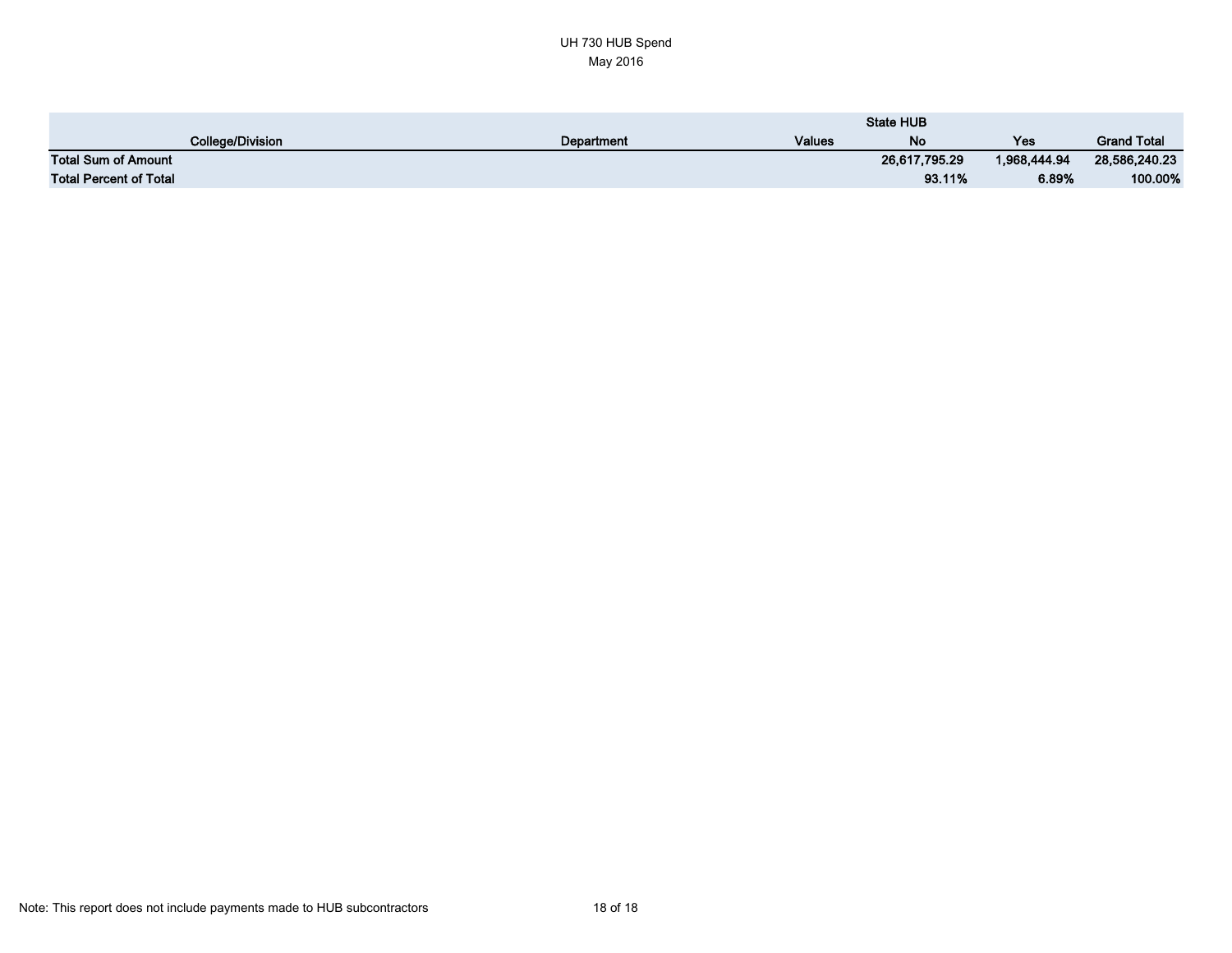UH 730 HUB Spend
May 2016

| | | | State HUB | | |
|---|---|---|---|---|---|
| College/Division | Department | Values | No | Yes | Grand Total |
| Total Sum of Amount | | | 26,617,795.29 | 1,968,444.94 | 28,586,240.23 |
| Total Percent of Total | | | 93.11% | 6.89% | 100.00% |

Note: This report does not include payments made to HUB subcontractors